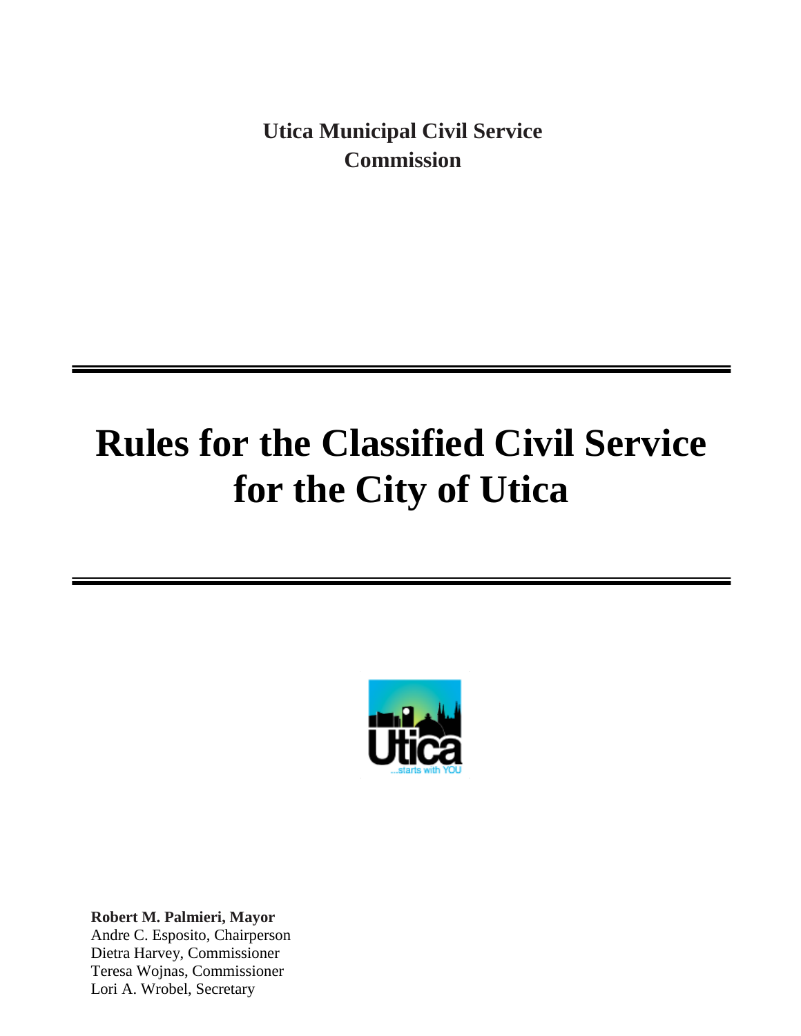**Utica Municipal Civil Service Commission**

# Rules for the Classified Civil Service for the City of Utica

**Robert M. Palmieri, Mayor**
Andre C. Esposito, Chairperson
Dietra Harvey, Commissioner
Teresa Wojnas, Commissioner
Lori A. Wrobel, Secretary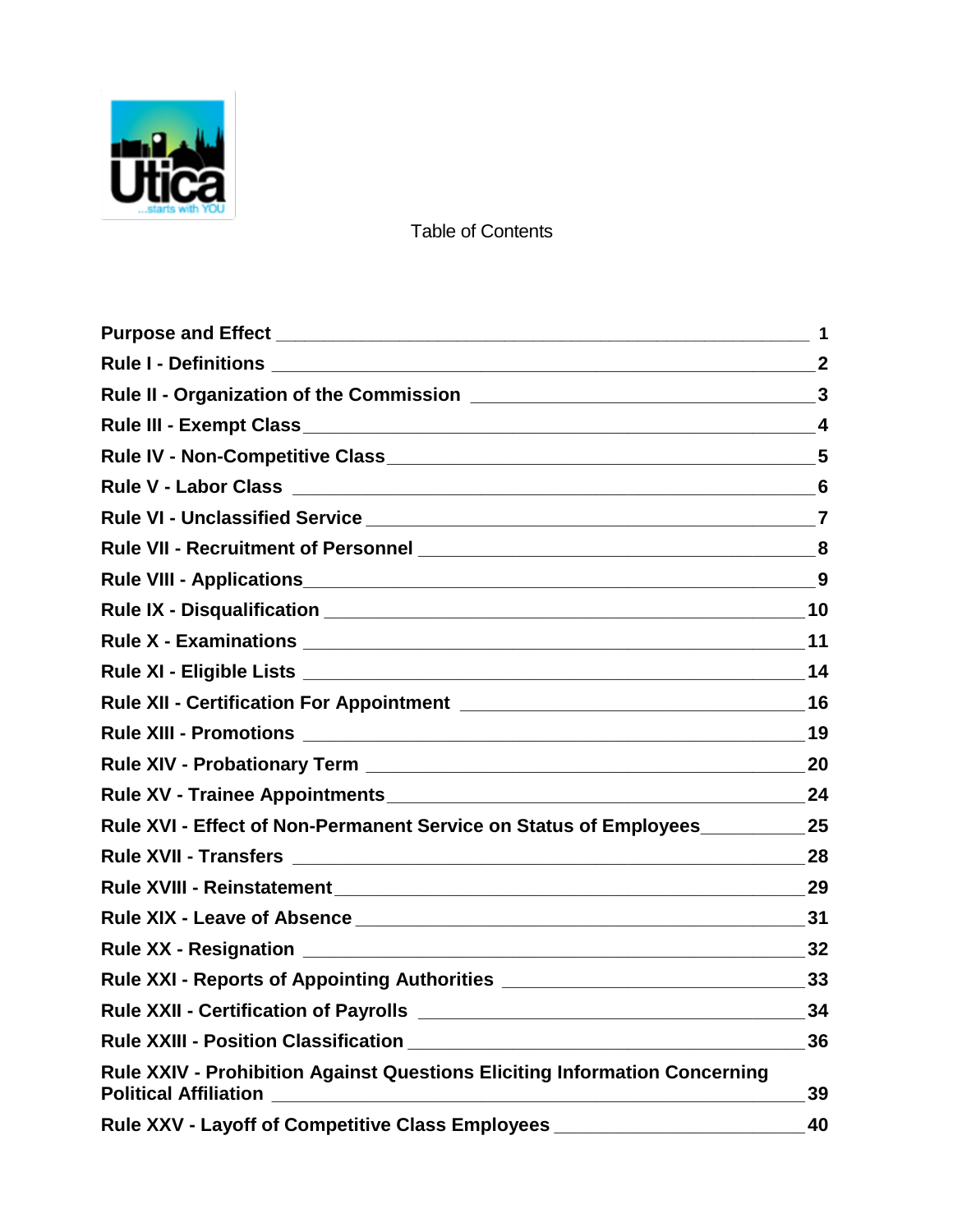# Table of Contents

| | |
|---|---|
| **Purpose and Effect** | **1** |
| **Rule I - Definitions** | **2** |
| **Rule II - Organization of the Commission** | **3** |
| **Rule III - Exempt Class** | **4** |
| **Rule IV - Non-Competitive Class** | **5** |
| **Rule V - Labor Class** | **6** |
| **Rule VI - Unclassified Service** | **7** |
| **Rule VII - Recruitment of Personnel** | **8** |
| **Rule VIII - Applications** | **9** |
| **Rule IX - Disqualification** | **10** |
| **Rule X - Examinations** | **11** |
| **Rule XI - Eligible Lists** | **14** |
| **Rule XII - Certification For Appointment** | **16** |
| **Rule XIII - Promotions** | **19** |
| **Rule XIV - Probationary Term** | **20** |
| **Rule XV - Trainee Appointments** | **24** |
| **Rule XVI - Effect of Non-Permanent Service on Status of Employees** | **25** |
| **Rule XVII - Transfers** | **28** |
| **Rule XVIII - Reinstatement** | **29** |
| **Rule XIX - Leave of Absence** | **31** |
| **Rule XX - Resignation** | **32** |
| **Rule XXI - Reports of Appointing Authorities** | **33** |
| **Rule XXII - Certification of Payrolls** | **34** |
| **Rule XXIII - Position Classification** | **36** |
| **Rule XXIV - Prohibition Against Questions Eliciting Information Concerning Political Affiliation** | **39** |
| **Rule XXV - Layoff of Competitive Class Employees** | **40** |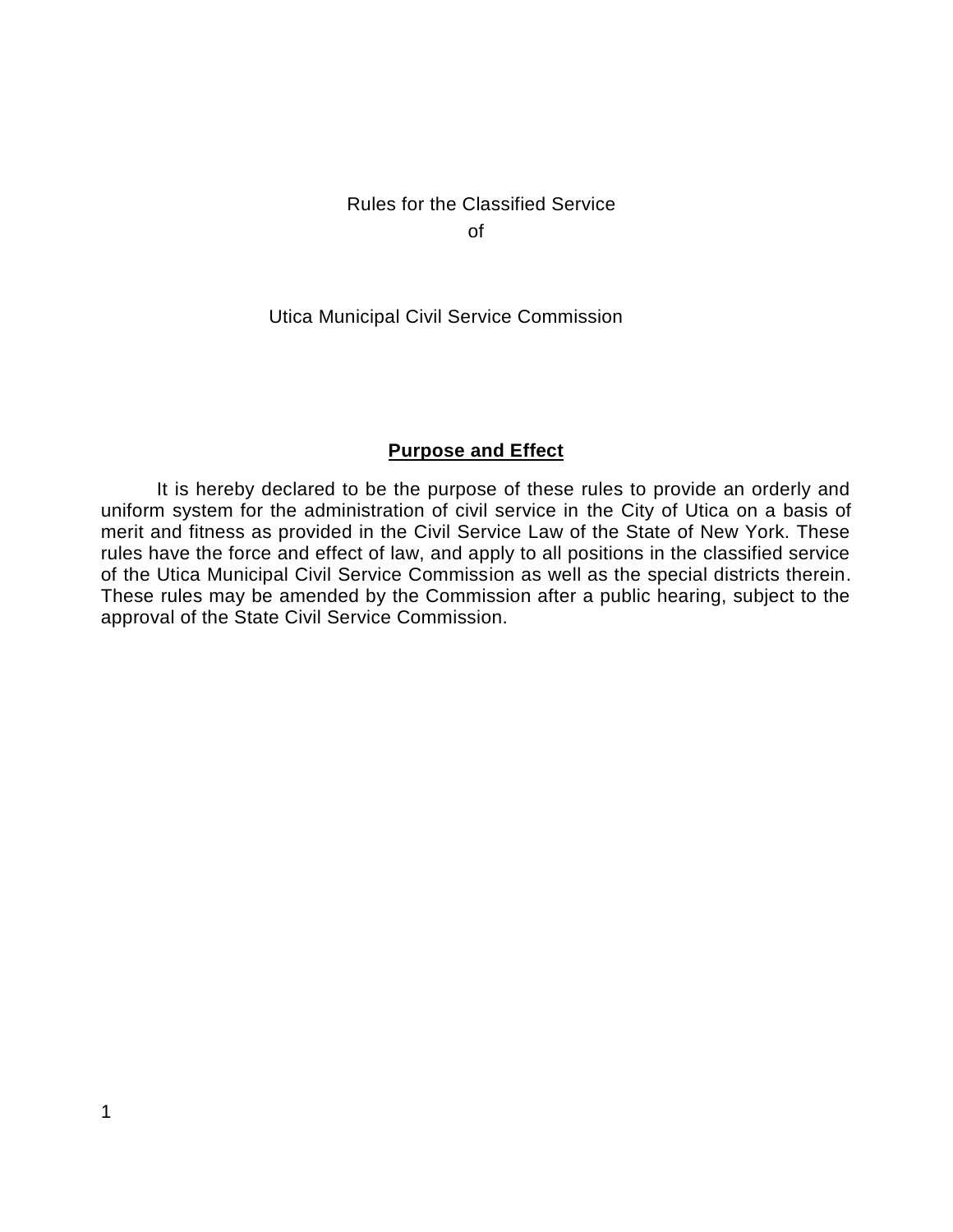# Rules for the Classified Service
# of

# Utica Municipal Civil Service Commission

## Purpose and Effect

It is hereby declared to be the purpose of these rules to provide an orderly and uniform system for the administration of civil service in the City of Utica on a basis of merit and fitness as provided in the Civil Service Law of the State of New York. These rules have the force and effect of law, and apply to all positions in the classified service of the Utica Municipal Civil Service Commission as well as the special districts therein. These rules may be amended by the Commission after a public hearing, subject to the approval of the State Civil Service Commission.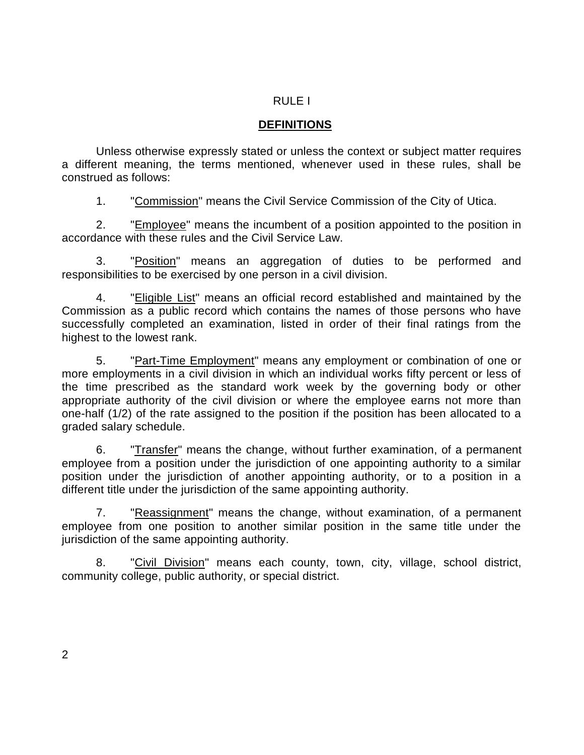# RULE I

## DEFINITIONS

Unless otherwise expressly stated or unless the context or subject matter requires a different meaning, the terms mentioned, whenever used in these rules, shall be construed as follows:

1. "Commission" means the Civil Service Commission of the City of Utica.

2. "Employee" means the incumbent of a position appointed to the position in accordance with these rules and the Civil Service Law.

3. "Position" means an aggregation of duties to be performed and responsibilities to be exercised by one person in a civil division.

4. "Eligible List" means an official record established and maintained by the Commission as a public record which contains the names of those persons who have successfully completed an examination, listed in order of their final ratings from the highest to the lowest rank.

5. "Part-Time Employment" means any employment or combination of one or more employments in a civil division in which an individual works fifty percent or less of the time prescribed as the standard work week by the governing body or other appropriate authority of the civil division or where the employee earns not more than one-half (1/2) of the rate assigned to the position if the position has been allocated to a graded salary schedule.

6. "Transfer" means the change, without further examination, of a permanent employee from a position under the jurisdiction of one appointing authority to a similar position under the jurisdiction of another appointing authority, or to a position in a different title under the jurisdiction of the same appointing authority.

7. "Reassignment" means the change, without examination, of a permanent employee from one position to another similar position in the same title under the jurisdiction of the same appointing authority.

8. "Civil Division" means each county, town, city, village, school district, community college, public authority, or special district.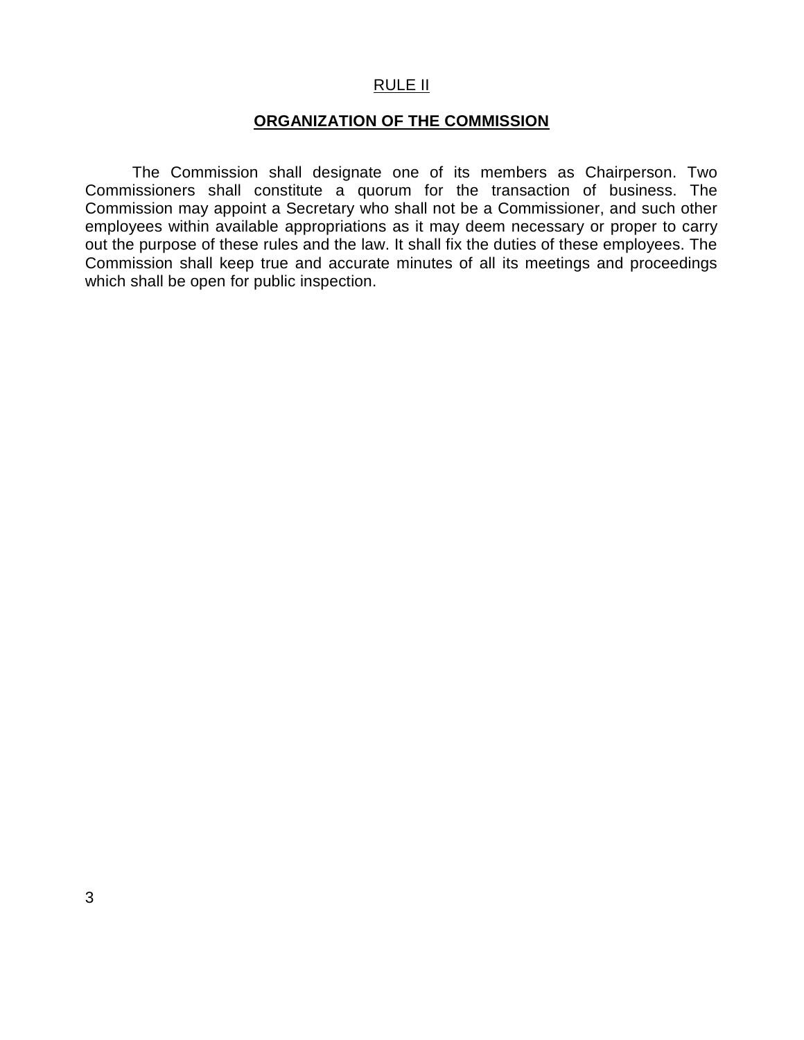## RULE II

## ORGANIZATION OF THE COMMISSION

The Commission shall designate one of its members as Chairperson. Two Commissioners shall constitute a quorum for the transaction of business. The Commission may appoint a Secretary who shall not be a Commissioner, and such other employees within available appropriations as it may deem necessary or proper to carry out the purpose of these rules and the law. It shall fix the duties of these employees. The Commission shall keep true and accurate minutes of all its meetings and proceedings which shall be open for public inspection.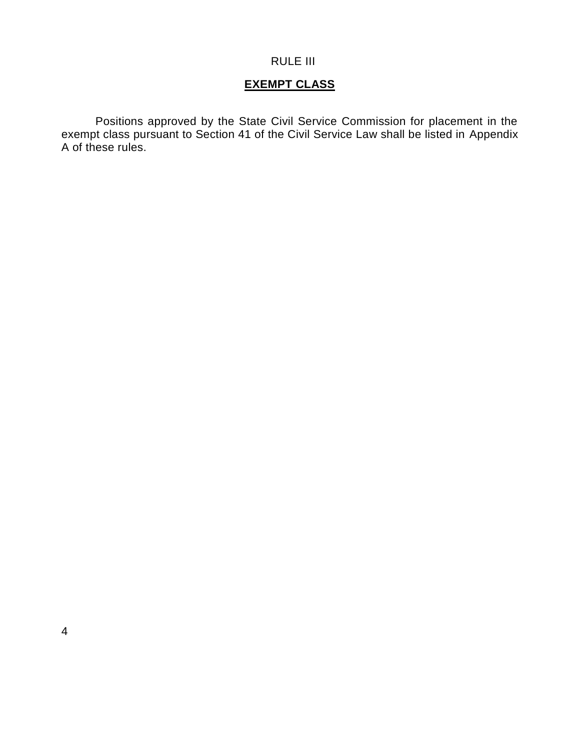# RULE III

## **EXEMPT CLASS**

Positions approved by the State Civil Service Commission for placement in the exempt class pursuant to Section 41 of the Civil Service Law shall be listed in Appendix A of these rules.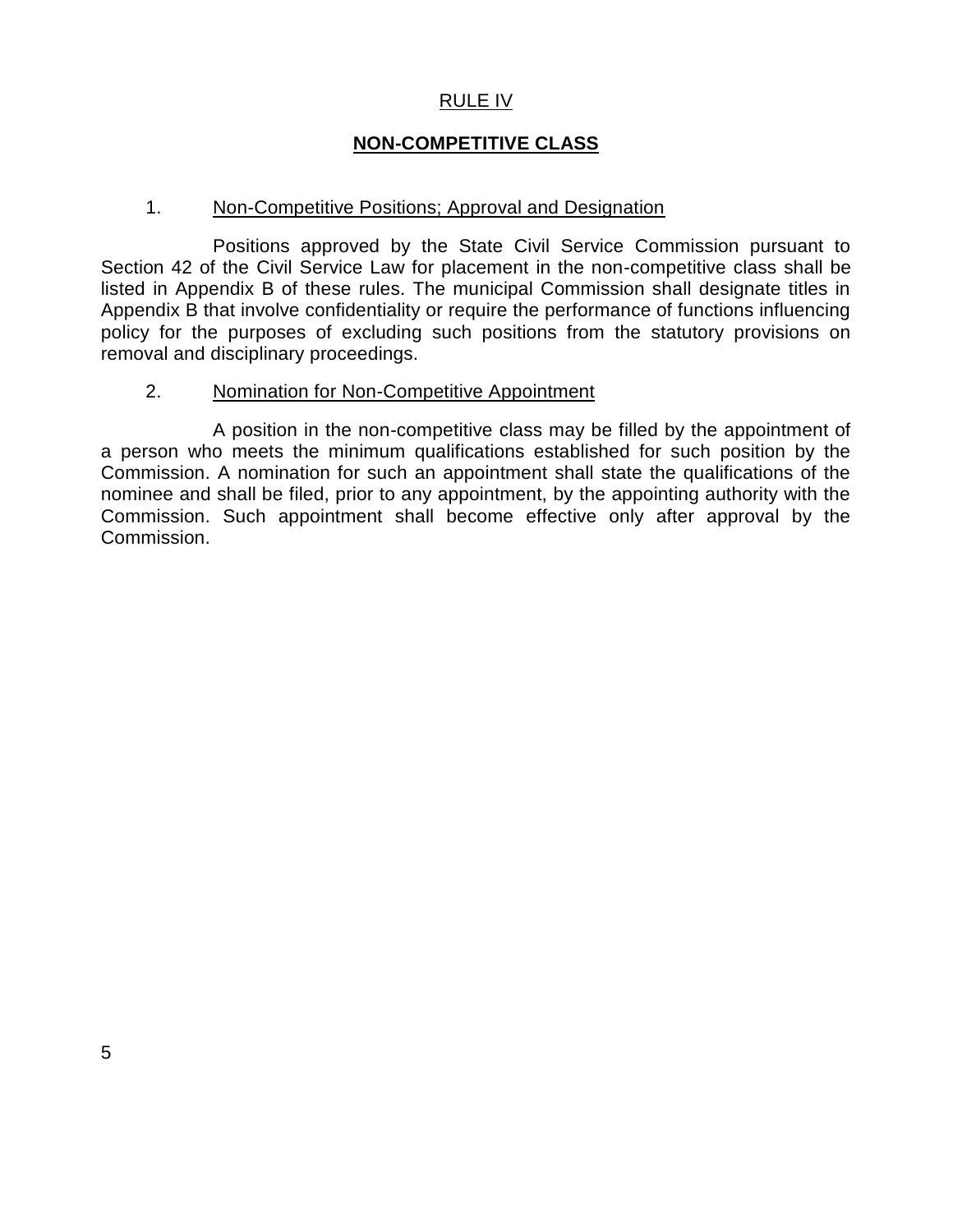## RULE IV

## **NON-COMPETITIVE CLASS**

### 1. Non-Competitive Positions; Approval and Designation

Positions approved by the State Civil Service Commission pursuant to Section 42 of the Civil Service Law for placement in the non-competitive class shall be listed in Appendix B of these rules. The municipal Commission shall designate titles in Appendix B that involve confidentiality or require the performance of functions influencing policy for the purposes of excluding such positions from the statutory provisions on removal and disciplinary proceedings.

### 2. Nomination for Non-Competitive Appointment

A position in the non-competitive class may be filled by the appointment of a person who meets the minimum qualifications established for such position by the Commission. A nomination for such an appointment shall state the qualifications of the nominee and shall be filed, prior to any appointment, by the appointing authority with the Commission. Such appointment shall become effective only after approval by the Commission.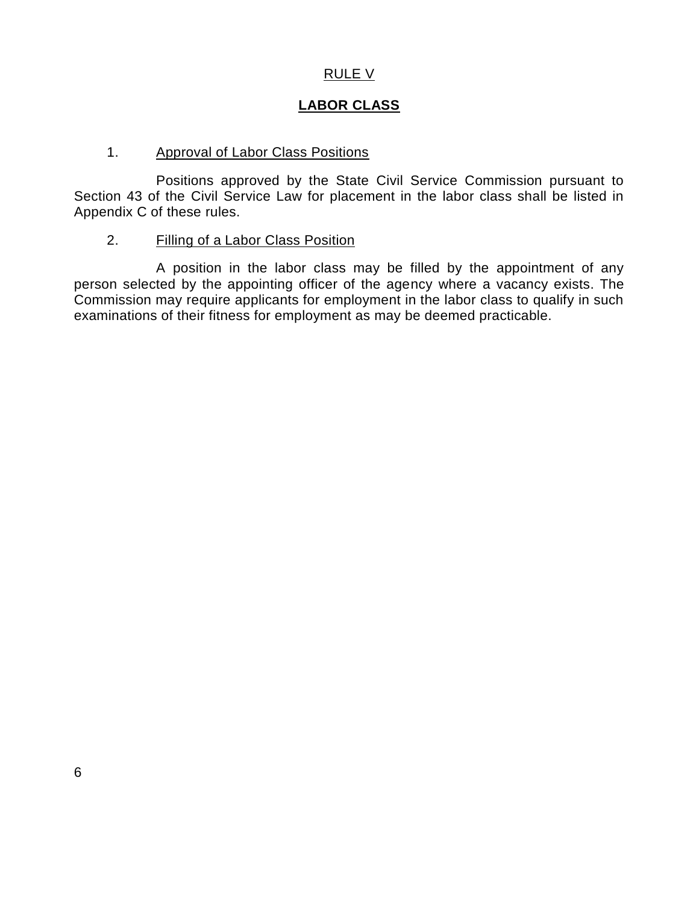# RULE V

## LABOR CLASS

1. Approval of Labor Class Positions

Positions approved by the State Civil Service Commission pursuant to Section 43 of the Civil Service Law for placement in the labor class shall be listed in Appendix C of these rules.

2. Filling of a Labor Class Position

A position in the labor class may be filled by the appointment of any person selected by the appointing officer of the agency where a vacancy exists. The Commission may require applicants for employment in the labor class to qualify in such examinations of their fitness for employment as may be deemed practicable.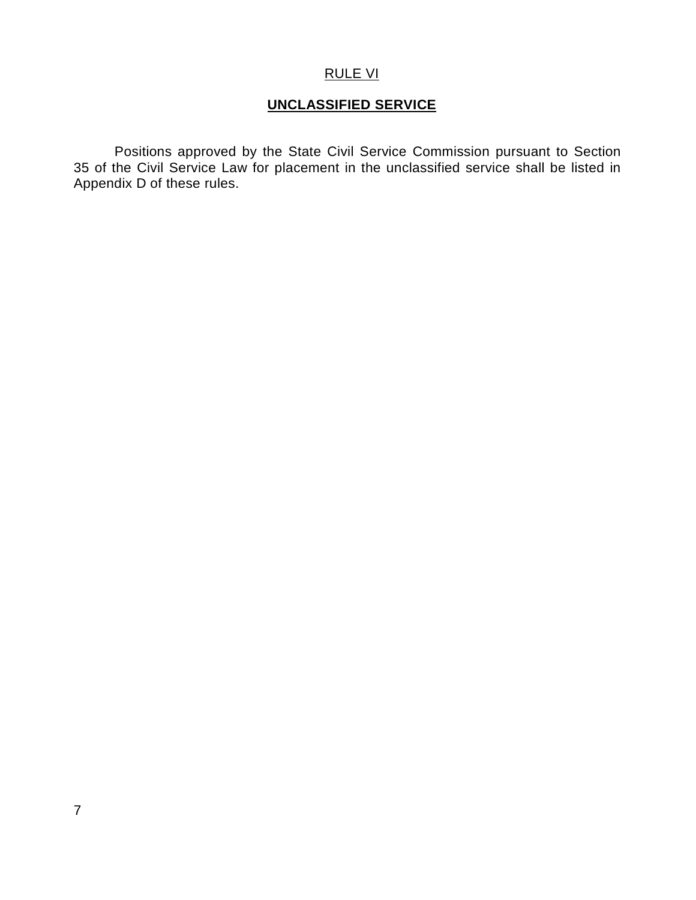# RULE VI

## UNCLASSIFIED SERVICE

Positions approved by the State Civil Service Commission pursuant to Section 35 of the Civil Service Law for placement in the unclassified service shall be listed in Appendix D of these rules.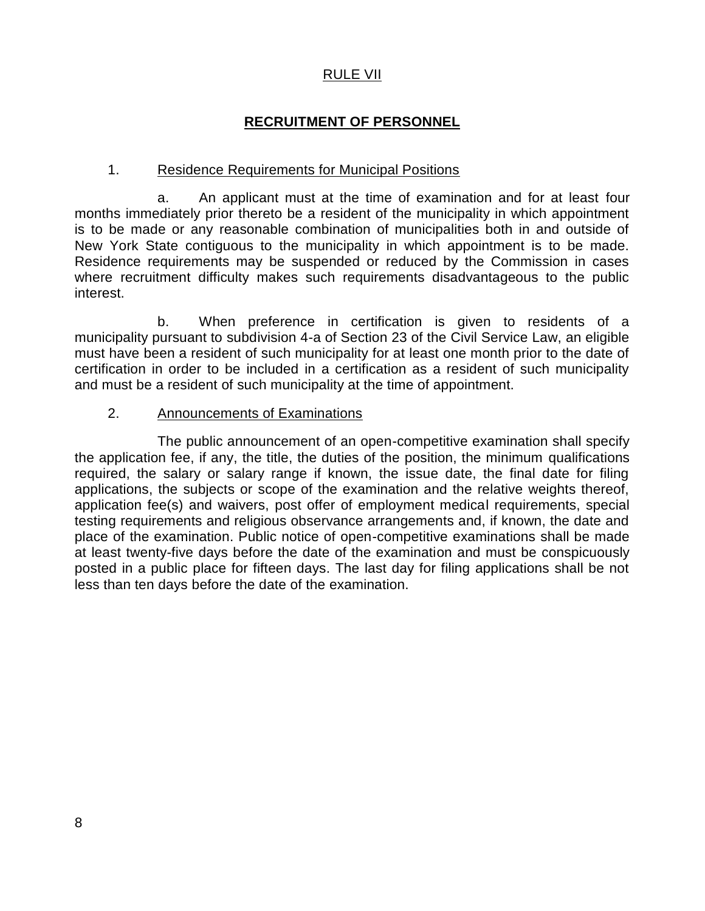## RULE VII

## **RECRUITMENT OF PERSONNEL**

1. Residence Requirements for Municipal Positions

a. An applicant must at the time of examination and for at least four months immediately prior thereto be a resident of the municipality in which appointment is to be made or any reasonable combination of municipalities both in and outside of New York State contiguous to the municipality in which appointment is to be made. Residence requirements may be suspended or reduced by the Commission in cases where recruitment difficulty makes such requirements disadvantageous to the public interest.

b. When preference in certification is given to residents of a municipality pursuant to subdivision 4-a of Section 23 of the Civil Service Law, an eligible must have been a resident of such municipality for at least one month prior to the date of certification in order to be included in a certification as a resident of such municipality and must be a resident of such municipality at the time of appointment.

2. Announcements of Examinations

The public announcement of an open-competitive examination shall specify the application fee, if any, the title, the duties of the position, the minimum qualifications required, the salary or salary range if known, the issue date, the final date for filing applications, the subjects or scope of the examination and the relative weights thereof, application fee(s) and waivers, post offer of employment medical requirements, special testing requirements and religious observance arrangements and, if known, the date and place of the examination. Public notice of open-competitive examinations shall be made at least twenty-five days before the date of the examination and must be conspicuously posted in a public place for fifteen days. The last day for filing applications shall be not less than ten days before the date of the examination.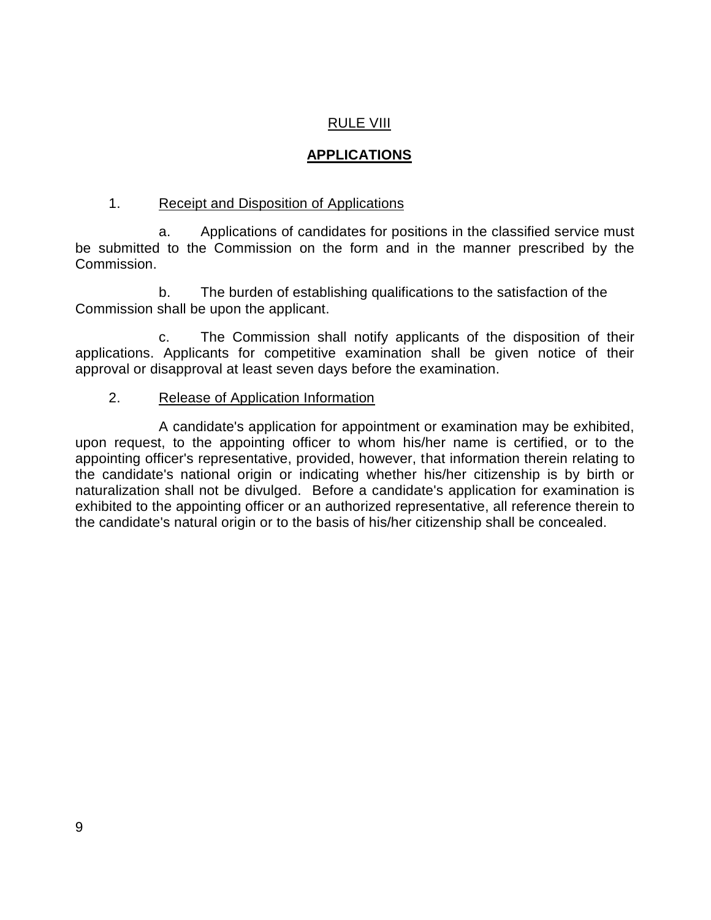## RULE VIII

## APPLICATIONS

1. Receipt and Disposition of Applications

   a. Applications of candidates for positions in the classified service must be submitted to the Commission on the form and in the manner prescribed by the Commission.

   b. The burden of establishing qualifications to the satisfaction of the Commission shall be upon the applicant.

   c. The Commission shall notify applicants of the disposition of their applications. Applicants for competitive examination shall be given notice of their approval or disapproval at least seven days before the examination.

2. Release of Application Information

   A candidate's application for appointment or examination may be exhibited, upon request, to the appointing officer to whom his/her name is certified, or to the appointing officer's representative, provided, however, that information therein relating to the candidate's national origin or indicating whether his/her citizenship is by birth or naturalization shall not be divulged. Before a candidate's application for examination is exhibited to the appointing officer or an authorized representative, all reference therein to the candidate's natural origin or to the basis of his/her citizenship shall be concealed.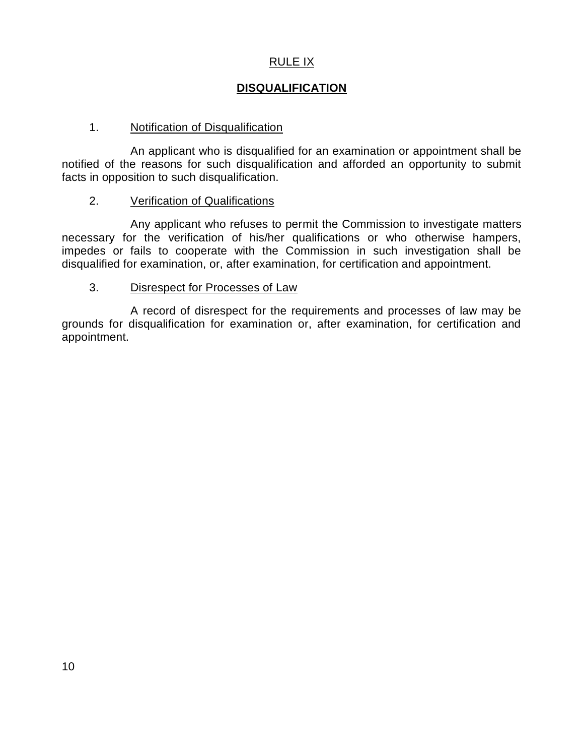## RULE IX

## **DISQUALIFICATION**

### 1. Notification of Disqualification

An applicant who is disqualified for an examination or appointment shall be notified of the reasons for such disqualification and afforded an opportunity to submit facts in opposition to such disqualification.

### 2. Verification of Qualifications

Any applicant who refuses to permit the Commission to investigate matters necessary for the verification of his/her qualifications or who otherwise hampers, impedes or fails to cooperate with the Commission in such investigation shall be disqualified for examination, or, after examination, for certification and appointment.

### 3. Disrespect for Processes of Law

A record of disrespect for the requirements and processes of law may be grounds for disqualification for examination or, after examination, for certification and appointment.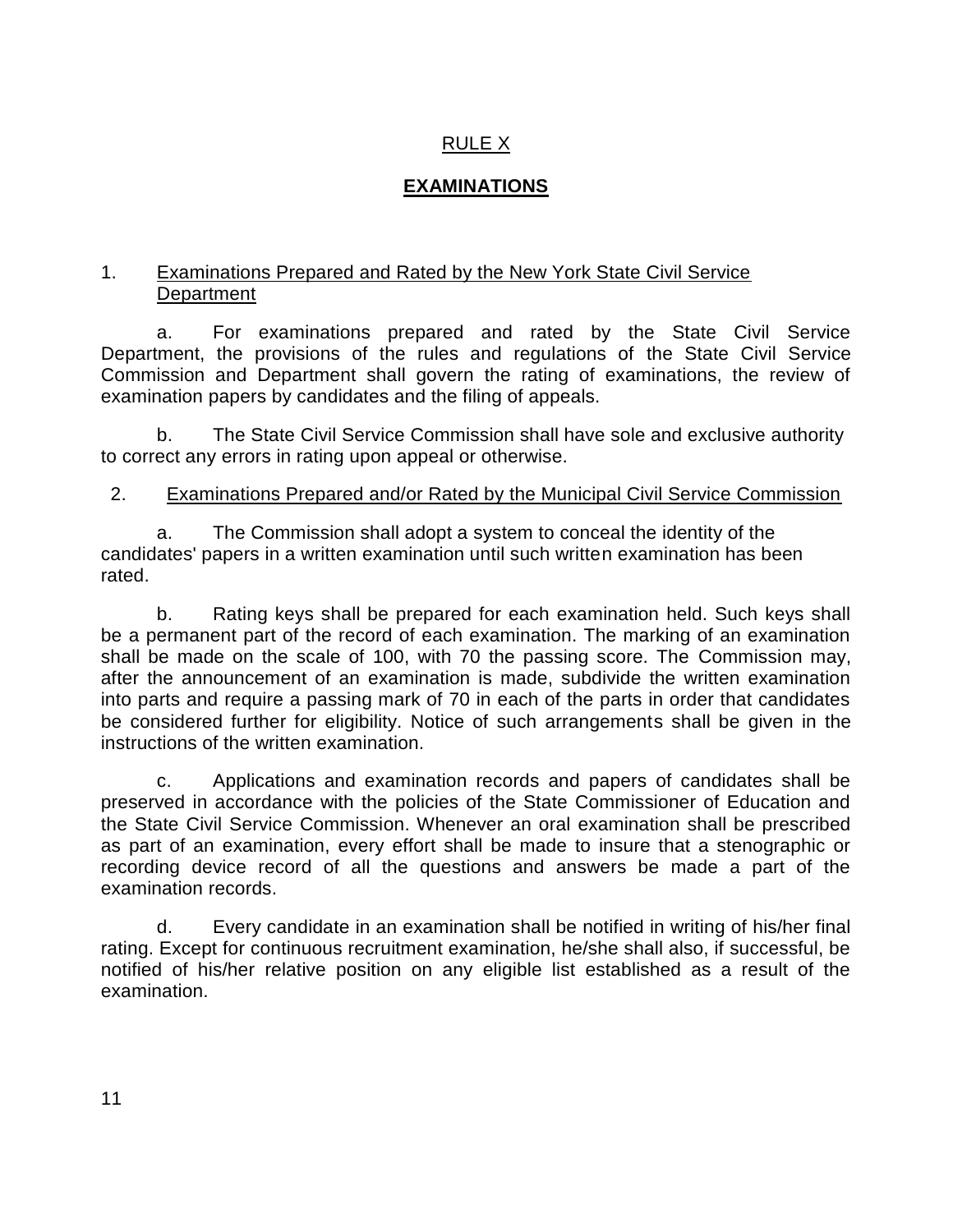## RULE X

## **EXAMINATIONS**

1. Examinations Prepared and Rated by the New York State Civil Service Department

a. For examinations prepared and rated by the State Civil Service Department, the provisions of the rules and regulations of the State Civil Service Commission and Department shall govern the rating of examinations, the review of examination papers by candidates and the filing of appeals.

b. The State Civil Service Commission shall have sole and exclusive authority to correct any errors in rating upon appeal or otherwise.

2. Examinations Prepared and/or Rated by the Municipal Civil Service Commission

a. The Commission shall adopt a system to conceal the identity of the candidates' papers in a written examination until such written examination has been rated.

b. Rating keys shall be prepared for each examination held. Such keys shall be a permanent part of the record of each examination. The marking of an examination shall be made on the scale of 100, with 70 the passing score. The Commission may, after the announcement of an examination is made, subdivide the written examination into parts and require a passing mark of 70 in each of the parts in order that candidates be considered further for eligibility. Notice of such arrangements shall be given in the instructions of the written examination.

c. Applications and examination records and papers of candidates shall be preserved in accordance with the policies of the State Commissioner of Education and the State Civil Service Commission. Whenever an oral examination shall be prescribed as part of an examination, every effort shall be made to insure that a stenographic or recording device record of all the questions and answers be made a part of the examination records.

d. Every candidate in an examination shall be notified in writing of his/her final rating. Except for continuous recruitment examination, he/she shall also, if successful, be notified of his/her relative position on any eligible list established as a result of the examination.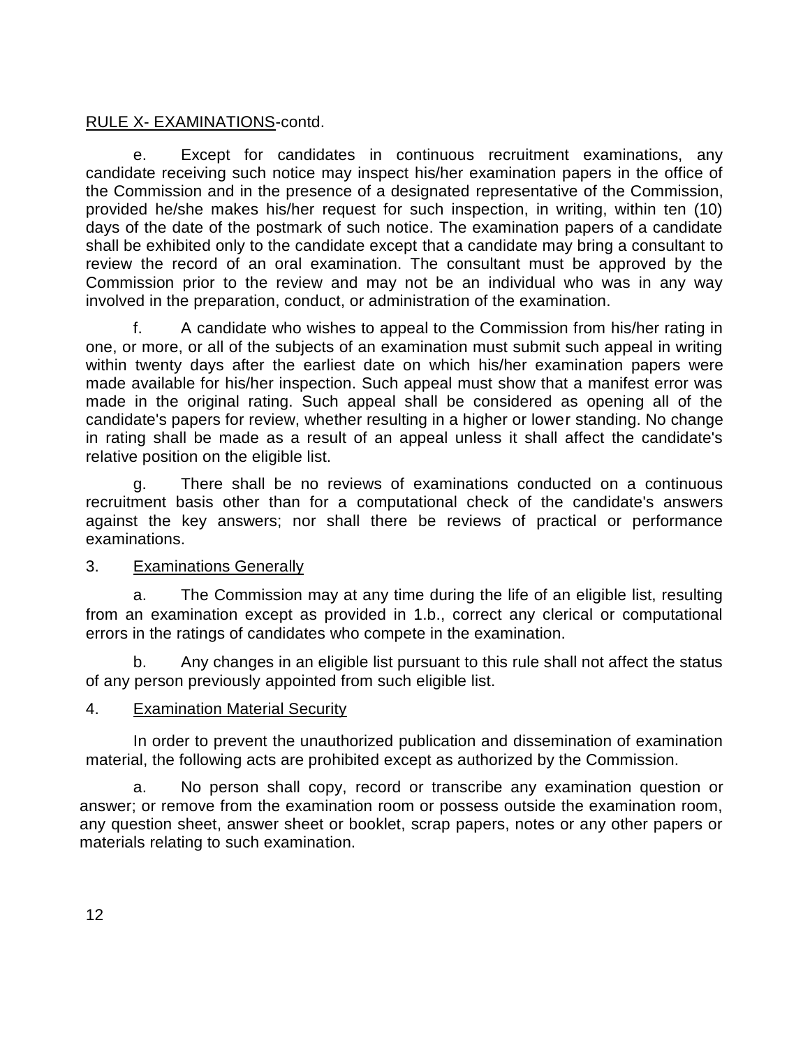RULE X- EXAMINATIONS-contd.

e. Except for candidates in continuous recruitment examinations, any candidate receiving such notice may inspect his/her examination papers in the office of the Commission and in the presence of a designated representative of the Commission, provided he/she makes his/her request for such inspection, in writing, within ten (10) days of the date of the postmark of such notice. The examination papers of a candidate shall be exhibited only to the candidate except that a candidate may bring a consultant to review the record of an oral examination. The consultant must be approved by the Commission prior to the review and may not be an individual who was in any way involved in the preparation, conduct, or administration of the examination.

f. A candidate who wishes to appeal to the Commission from his/her rating in one, or more, or all of the subjects of an examination must submit such appeal in writing within twenty days after the earliest date on which his/her examination papers were made available for his/her inspection. Such appeal must show that a manifest error was made in the original rating. Such appeal shall be considered as opening all of the candidate's papers for review, whether resulting in a higher or lower standing. No change in rating shall be made as a result of an appeal unless it shall affect the candidate's relative position on the eligible list.

g. There shall be no reviews of examinations conducted on a continuous recruitment basis other than for a computational check of the candidate's answers against the key answers; nor shall there be reviews of practical or performance examinations.

3. Examinations Generally

a. The Commission may at any time during the life of an eligible list, resulting from an examination except as provided in 1.b., correct any clerical or computational errors in the ratings of candidates who compete in the examination.

b. Any changes in an eligible list pursuant to this rule shall not affect the status of any person previously appointed from such eligible list.

4. Examination Material Security

In order to prevent the unauthorized publication and dissemination of examination material, the following acts are prohibited except as authorized by the Commission.

a. No person shall copy, record or transcribe any examination question or answer; or remove from the examination room or possess outside the examination room, any question sheet, answer sheet or booklet, scrap papers, notes or any other papers or materials relating to such examination.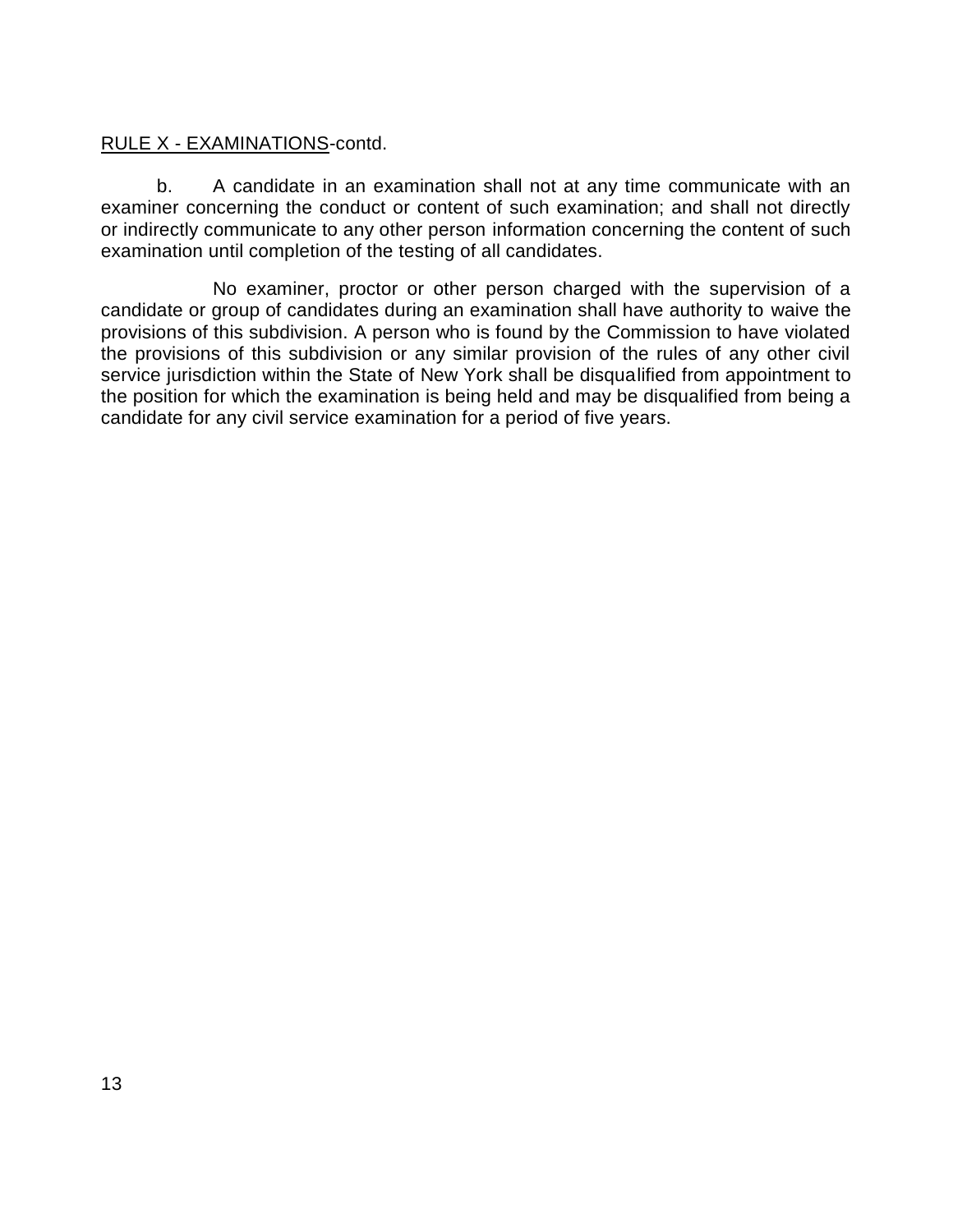RULE X - EXAMINATIONS-contd.

b. A candidate in an examination shall not at any time communicate with an examiner concerning the conduct or content of such examination; and shall not directly or indirectly communicate to any other person information concerning the content of such examination until completion of the testing of all candidates.

No examiner, proctor or other person charged with the supervision of a candidate or group of candidates during an examination shall have authority to waive the provisions of this subdivision. A person who is found by the Commission to have violated the provisions of this subdivision or any similar provision of the rules of any other civil service jurisdiction within the State of New York shall be disqualified from appointment to the position for which the examination is being held and may be disqualified from being a candidate for any civil service examination for a period of five years.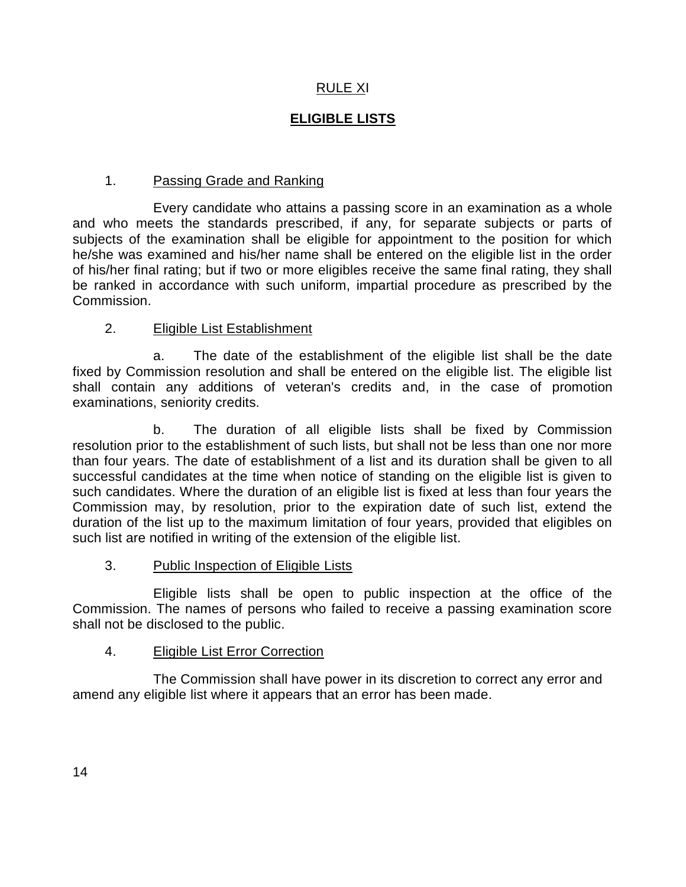# RULE XI

## ELIGIBLE LISTS

### 1. Passing Grade and Ranking

Every candidate who attains a passing score in an examination as a whole and who meets the standards prescribed, if any, for separate subjects or parts of subjects of the examination shall be eligible for appointment to the position for which he/she was examined and his/her name shall be entered on the eligible list in the order of his/her final rating; but if two or more eligibles receive the same final rating, they shall be ranked in accordance with such uniform, impartial procedure as prescribed by the Commission.

### 2. Eligible List Establishment

a. The date of the establishment of the eligible list shall be the date fixed by Commission resolution and shall be entered on the eligible list. The eligible list shall contain any additions of veteran's credits and, in the case of promotion examinations, seniority credits.

b. The duration of all eligible lists shall be fixed by Commission resolution prior to the establishment of such lists, but shall not be less than one nor more than four years. The date of establishment of a list and its duration shall be given to all successful candidates at the time when notice of standing on the eligible list is given to such candidates. Where the duration of an eligible list is fixed at less than four years the Commission may, by resolution, prior to the expiration date of such list, extend the duration of the list up to the maximum limitation of four years, provided that eligibles on such list are notified in writing of the extension of the eligible list.

### 3. Public Inspection of Eligible Lists

Eligible lists shall be open to public inspection at the office of the Commission. The names of persons who failed to receive a passing examination score shall not be disclosed to the public.

### 4. Eligible List Error Correction

The Commission shall have power in its discretion to correct any error and amend any eligible list where it appears that an error has been made.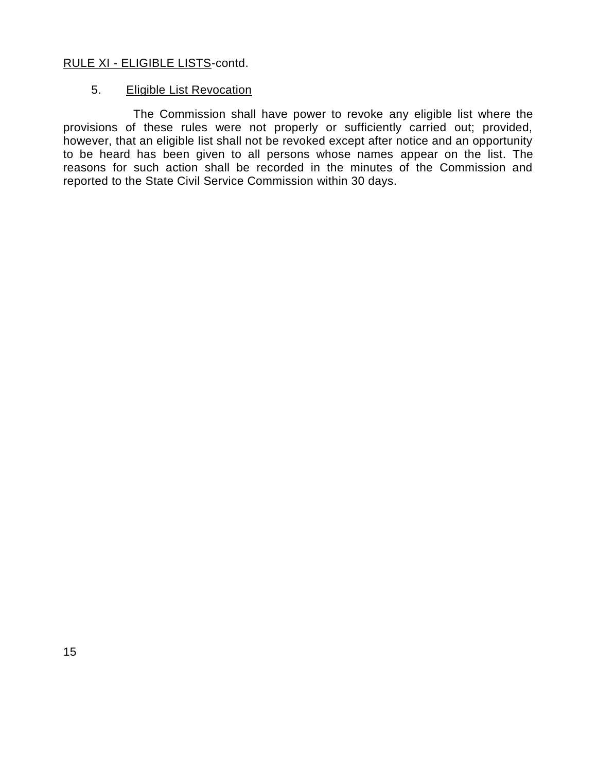RULE XI - ELIGIBLE LISTS-contd.

5. Eligible List Revocation

The Commission shall have power to revoke any eligible list where the provisions of these rules were not properly or sufficiently carried out; provided, however, that an eligible list shall not be revoked except after notice and an opportunity to be heard has been given to all persons whose names appear on the list. The reasons for such action shall be recorded in the minutes of the Commission and reported to the State Civil Service Commission within 30 days.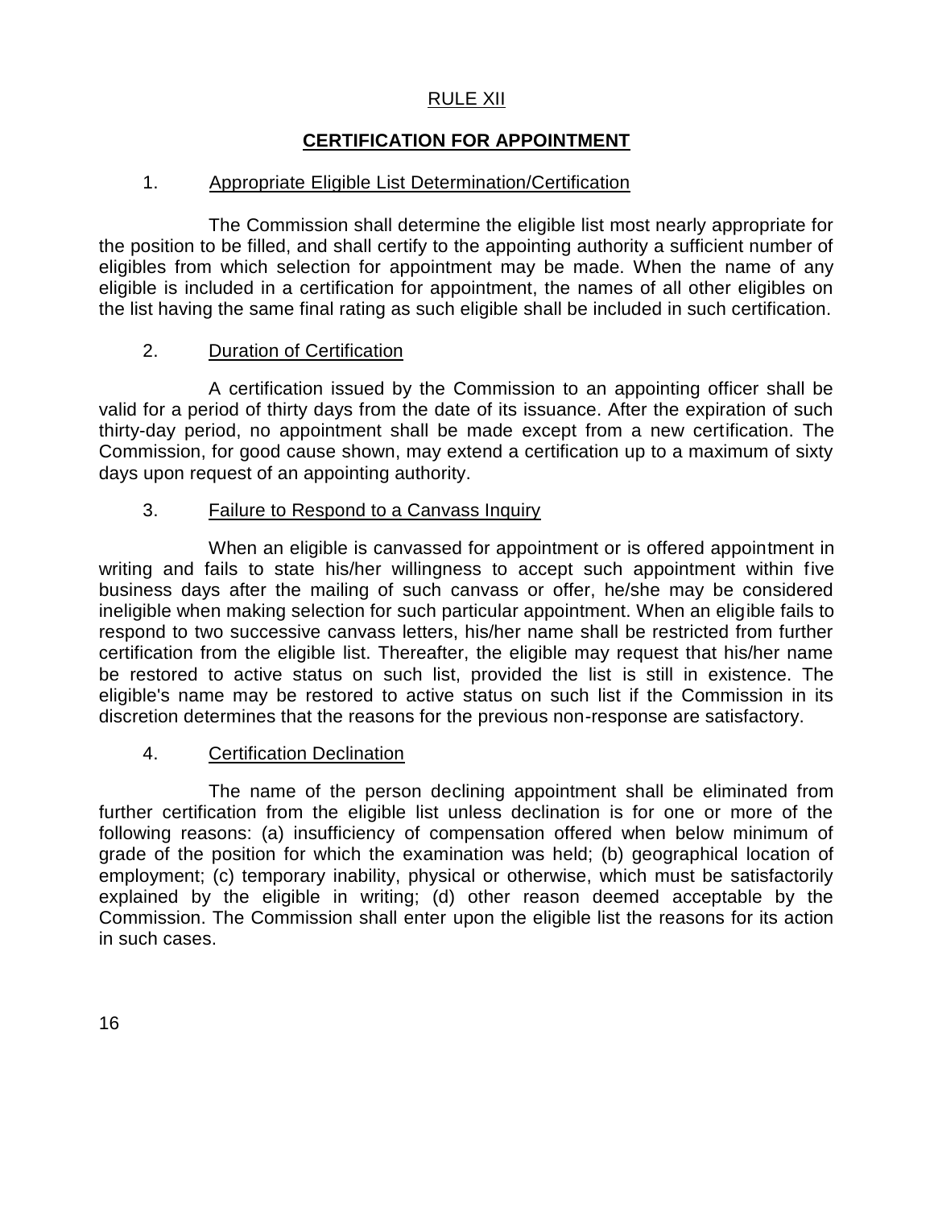## RULE XII

## CERTIFICATION FOR APPOINTMENT

### 1. Appropriate Eligible List Determination/Certification

The Commission shall determine the eligible list most nearly appropriate for the position to be filled, and shall certify to the appointing authority a sufficient number of eligibles from which selection for appointment may be made. When the name of any eligible is included in a certification for appointment, the names of all other eligibles on the list having the same final rating as such eligible shall be included in such certification.

### 2. Duration of Certification

A certification issued by the Commission to an appointing officer shall be valid for a period of thirty days from the date of its issuance. After the expiration of such thirty-day period, no appointment shall be made except from a new certification. The Commission, for good cause shown, may extend a certification up to a maximum of sixty days upon request of an appointing authority.

### 3. Failure to Respond to a Canvass Inquiry

When an eligible is canvassed for appointment or is offered appointment in writing and fails to state his/her willingness to accept such appointment within five business days after the mailing of such canvass or offer, he/she may be considered ineligible when making selection for such particular appointment. When an eligible fails to respond to two successive canvass letters, his/her name shall be restricted from further certification from the eligible list. Thereafter, the eligible may request that his/her name be restored to active status on such list, provided the list is still in existence. The eligible's name may be restored to active status on such list if the Commission in its discretion determines that the reasons for the previous non-response are satisfactory.

### 4. Certification Declination

The name of the person declining appointment shall be eliminated from further certification from the eligible list unless declination is for one or more of the following reasons: (a) insufficiency of compensation offered when below minimum of grade of the position for which the examination was held; (b) geographical location of employment; (c) temporary inability, physical or otherwise, which must be satisfactorily explained by the eligible in writing; (d) other reason deemed acceptable by the Commission. The Commission shall enter upon the eligible list the reasons for its action in such cases.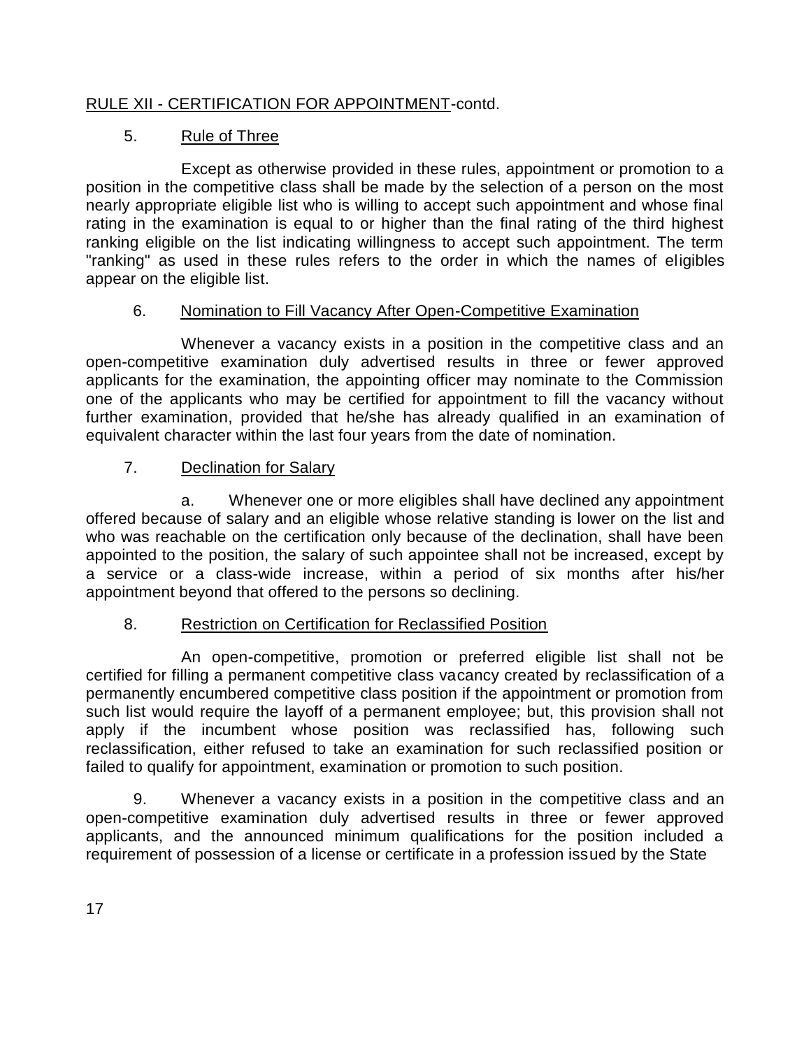RULE XII - CERTIFICATION FOR APPOINTMENT-contd.

5. Rule of Three

Except as otherwise provided in these rules, appointment or promotion to a position in the competitive class shall be made by the selection of a person on the most nearly appropriate eligible list who is willing to accept such appointment and whose final rating in the examination is equal to or higher than the final rating of the third highest ranking eligible on the list indicating willingness to accept such appointment. The term "ranking" as used in these rules refers to the order in which the names of eligibles appear on the eligible list.

6. Nomination to Fill Vacancy After Open-Competitive Examination

Whenever a vacancy exists in a position in the competitive class and an open-competitive examination duly advertised results in three or fewer approved applicants for the examination, the appointing officer may nominate to the Commission one of the applicants who may be certified for appointment to fill the vacancy without further examination, provided that he/she has already qualified in an examination of equivalent character within the last four years from the date of nomination.

7. Declination for Salary

a. Whenever one or more eligibles shall have declined any appointment offered because of salary and an eligible whose relative standing is lower on the list and who was reachable on the certification only because of the declination, shall have been appointed to the position, the salary of such appointee shall not be increased, except by a service or a class-wide increase, within a period of six months after his/her appointment beyond that offered to the persons so declining.

8. Restriction on Certification for Reclassified Position

An open-competitive, promotion or preferred eligible list shall not be certified for filling a permanent competitive class vacancy created by reclassification of a permanently encumbered competitive class position if the appointment or promotion from such list would require the layoff of a permanent employee; but, this provision shall not apply if the incumbent whose position was reclassified has, following such reclassification, either refused to take an examination for such reclassified position or failed to qualify for appointment, examination or promotion to such position.

9. Whenever a vacancy exists in a position in the competitive class and an open-competitive examination duly advertised results in three or fewer approved applicants, and the announced minimum qualifications for the position included a requirement of possession of a license or certificate in a profession issued by the State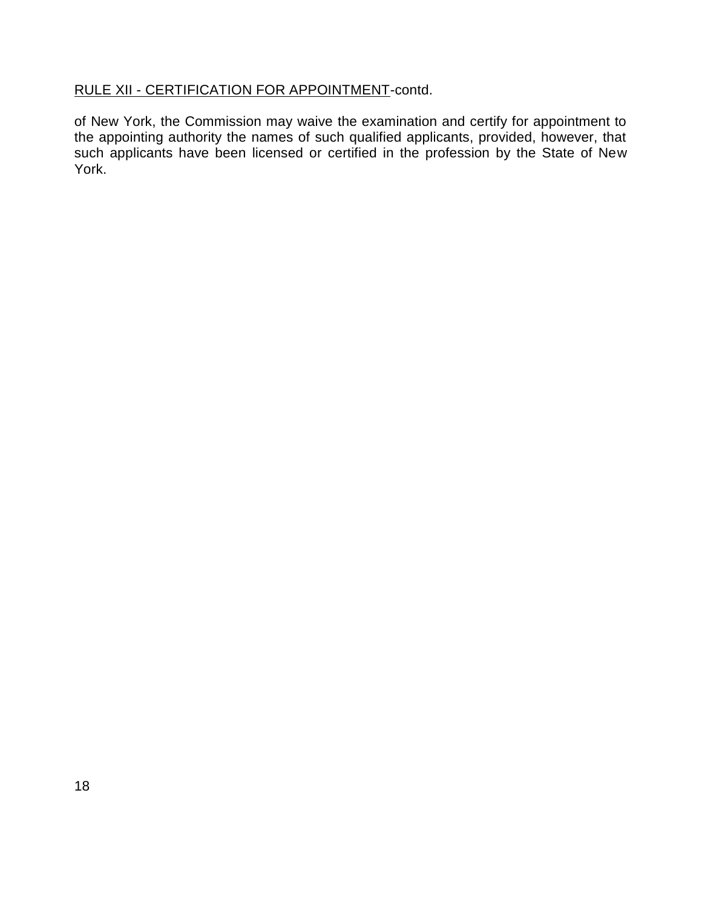RULE XII - CERTIFICATION FOR APPOINTMENT-contd.

of New York, the Commission may waive the examination and certify for appointment to the appointing authority the names of such qualified applicants, provided, however, that such applicants have been licensed or certified in the profession by the State of New York.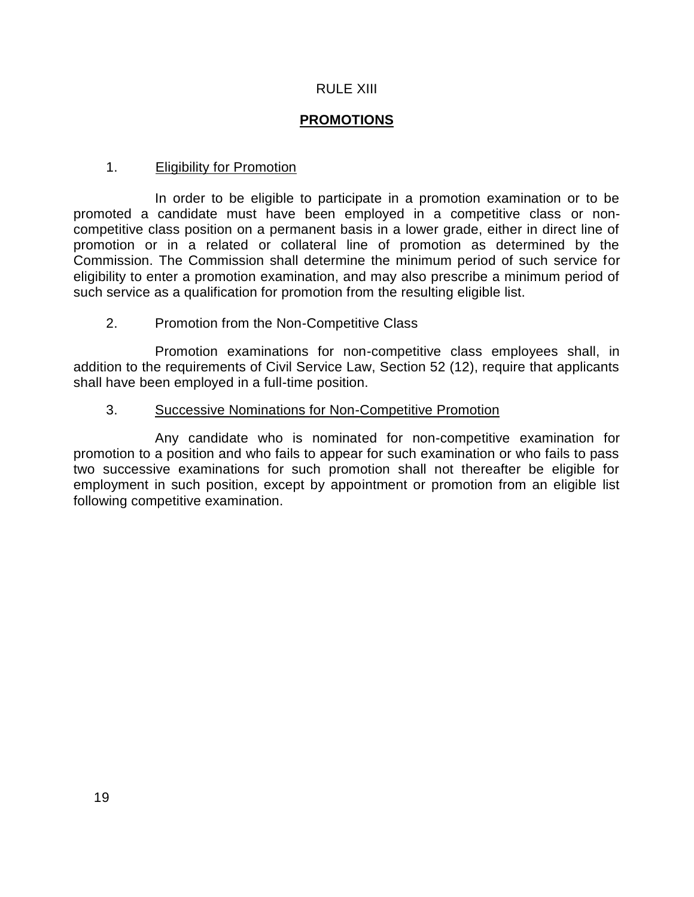RULE XIII

## PROMOTIONS

1. Eligibility for Promotion

In order to be eligible to participate in a promotion examination or to be promoted a candidate must have been employed in a competitive class or non-competitive class position on a permanent basis in a lower grade, either in direct line of promotion or in a related or collateral line of promotion as determined by the Commission. The Commission shall determine the minimum period of such service for eligibility to enter a promotion examination, and may also prescribe a minimum period of such service as a qualification for promotion from the resulting eligible list.

2. Promotion from the Non-Competitive Class

Promotion examinations for non-competitive class employees shall, in addition to the requirements of Civil Service Law, Section 52 (12), require that applicants shall have been employed in a full-time position.

3. Successive Nominations for Non-Competitive Promotion

Any candidate who is nominated for non-competitive examination for promotion to a position and who fails to appear for such examination or who fails to pass two successive examinations for such promotion shall not thereafter be eligible for employment in such position, except by appointment or promotion from an eligible list following competitive examination.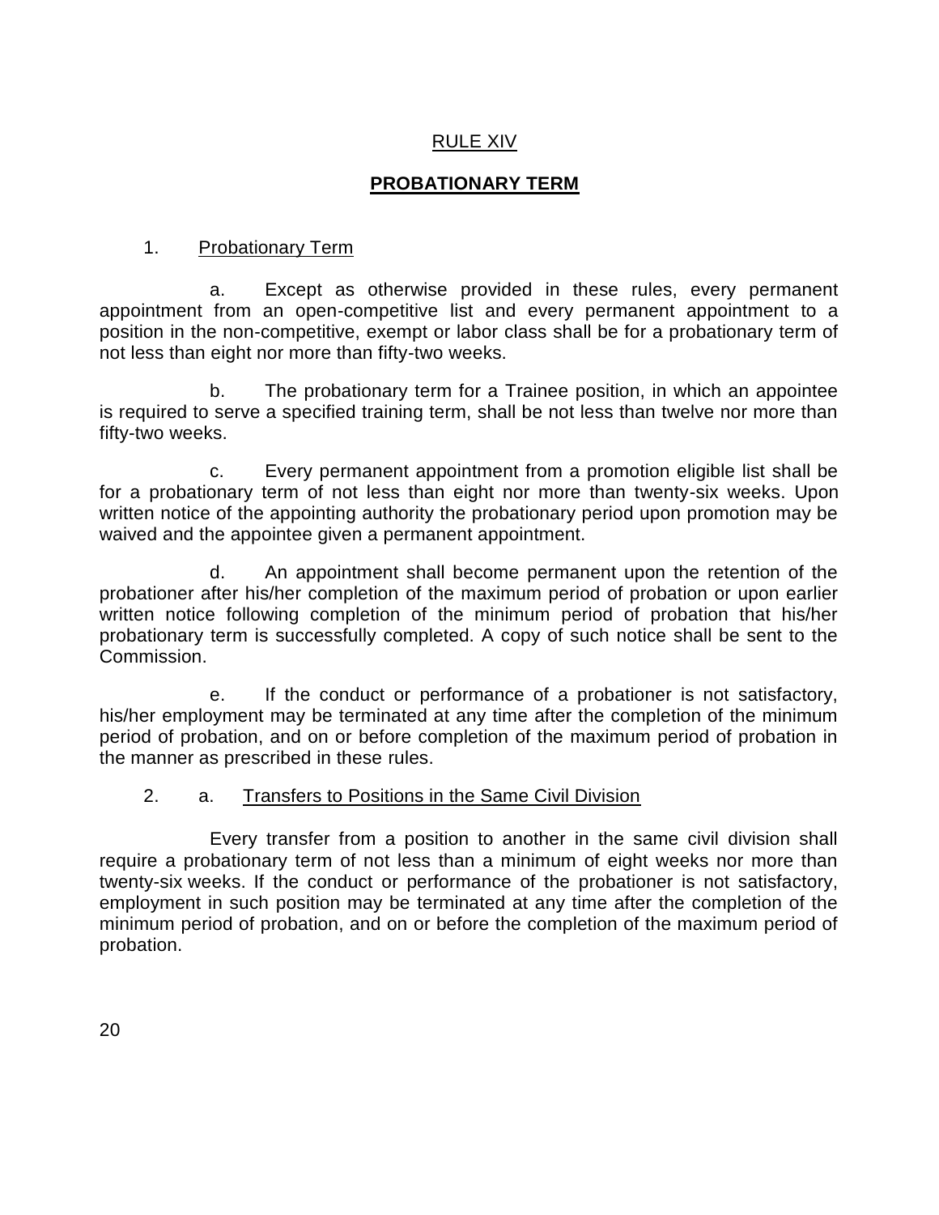# RULE XIV

## PROBATIONARY TERM

1. Probationary Term

a. Except as otherwise provided in these rules, every permanent appointment from an open-competitive list and every permanent appointment to a position in the non-competitive, exempt or labor class shall be for a probationary term of not less than eight nor more than fifty-two weeks.

b. The probationary term for a Trainee position, in which an appointee is required to serve a specified training term, shall be not less than twelve nor more than fifty-two weeks.

c. Every permanent appointment from a promotion eligible list shall be for a probationary term of not less than eight nor more than twenty-six weeks. Upon written notice of the appointing authority the probationary period upon promotion may be waived and the appointee given a permanent appointment.

d. An appointment shall become permanent upon the retention of the probationer after his/her completion of the maximum period of probation or upon earlier written notice following completion of the minimum period of probation that his/her probationary term is successfully completed. A copy of such notice shall be sent to the Commission.

e. If the conduct or performance of a probationer is not satisfactory, his/her employment may be terminated at any time after the completion of the minimum period of probation, and on or before completion of the maximum period of probation in the manner as prescribed in these rules.

2. a. Transfers to Positions in the Same Civil Division

Every transfer from a position to another in the same civil division shall require a probationary term of not less than a minimum of eight weeks nor more than twenty-six weeks. If the conduct or performance of the probationer is not satisfactory, employment in such position may be terminated at any time after the completion of the minimum period of probation, and on or before the completion of the maximum period of probation.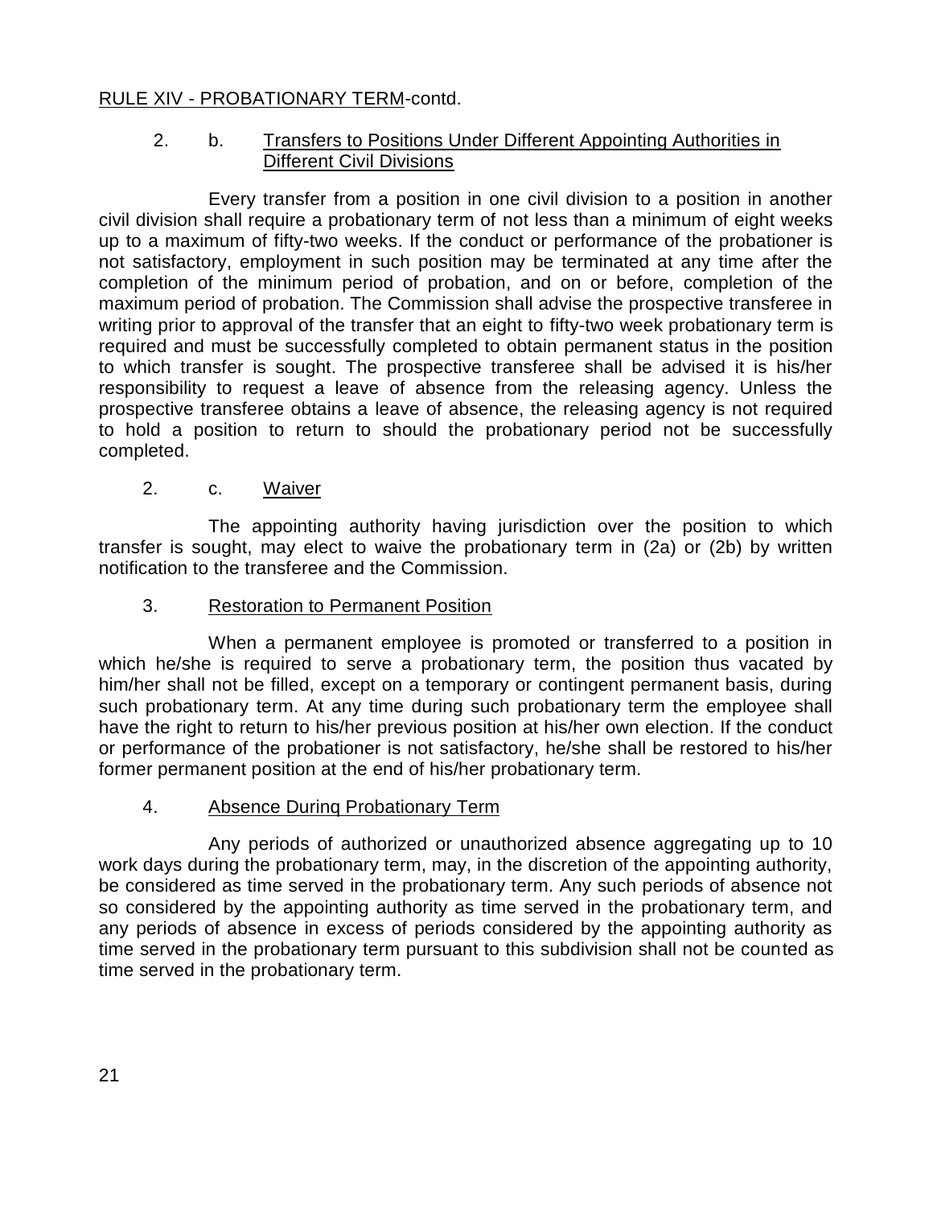RULE XIV - PROBATIONARY TERM-contd.

2. b. Transfers to Positions Under Different Appointing Authorities in Different Civil Divisions

Every transfer from a position in one civil division to a position in another civil division shall require a probationary term of not less than a minimum of eight weeks up to a maximum of fifty-two weeks. If the conduct or performance of the probationer is not satisfactory, employment in such position may be terminated at any time after the completion of the minimum period of probation, and on or before, completion of the maximum period of probation. The Commission shall advise the prospective transferee in writing prior to approval of the transfer that an eight to fifty-two week probationary term is required and must be successfully completed to obtain permanent status in the position to which transfer is sought. The prospective transferee shall be advised it is his/her responsibility to request a leave of absence from the releasing agency. Unless the prospective transferee obtains a leave of absence, the releasing agency is not required to hold a position to return to should the probationary period not be successfully completed.

2. c. Waiver

The appointing authority having jurisdiction over the position to which transfer is sought, may elect to waive the probationary term in (2a) or (2b) by written notification to the transferee and the Commission.

3. Restoration to Permanent Position

When a permanent employee is promoted or transferred to a position in which he/she is required to serve a probationary term, the position thus vacated by him/her shall not be filled, except on a temporary or contingent permanent basis, during such probationary term. At any time during such probationary term the employee shall have the right to return to his/her previous position at his/her own election. If the conduct or performance of the probationer is not satisfactory, he/she shall be restored to his/her former permanent position at the end of his/her probationary term.

4. Absence During Probationary Term

Any periods of authorized or unauthorized absence aggregating up to 10 work days during the probationary term, may, in the discretion of the appointing authority, be considered as time served in the probationary term. Any such periods of absence not so considered by the appointing authority as time served in the probationary term, and any periods of absence in excess of periods considered by the appointing authority as time served in the probationary term pursuant to this subdivision shall not be counted as time served in the probationary term.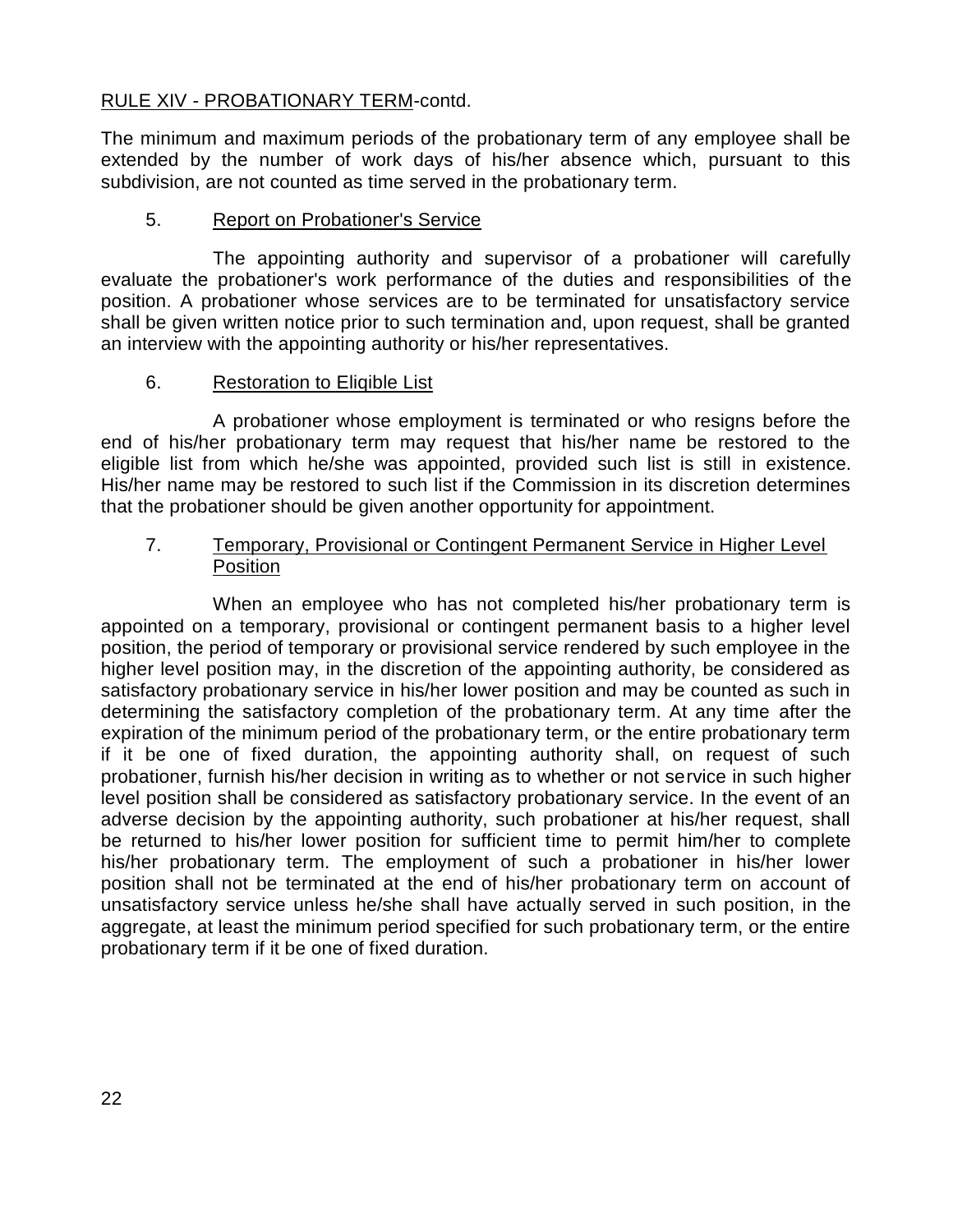RULE XIV - PROBATIONARY TERM-contd.

The minimum and maximum periods of the probationary term of any employee shall be extended by the number of work days of his/her absence which, pursuant to this subdivision, are not counted as time served in the probationary term.

5. Report on Probationer's Service

The appointing authority and supervisor of a probationer will carefully evaluate the probationer's work performance of the duties and responsibilities of the position. A probationer whose services are to be terminated for unsatisfactory service shall be given written notice prior to such termination and, upon request, shall be granted an interview with the appointing authority or his/her representatives.

6. Restoration to Eligible List

A probationer whose employment is terminated or who resigns before the end of his/her probationary term may request that his/her name be restored to the eligible list from which he/she was appointed, provided such list is still in existence. His/her name may be restored to such list if the Commission in its discretion determines that the probationer should be given another opportunity for appointment.

7. Temporary, Provisional or Contingent Permanent Service in Higher Level Position

When an employee who has not completed his/her probationary term is appointed on a temporary, provisional or contingent permanent basis to a higher level position, the period of temporary or provisional service rendered by such employee in the higher level position may, in the discretion of the appointing authority, be considered as satisfactory probationary service in his/her lower position and may be counted as such in determining the satisfactory completion of the probationary term. At any time after the expiration of the minimum period of the probationary term, or the entire probationary term if it be one of fixed duration, the appointing authority shall, on request of such probationer, furnish his/her decision in writing as to whether or not service in such higher level position shall be considered as satisfactory probationary service. In the event of an adverse decision by the appointing authority, such probationer at his/her request, shall be returned to his/her lower position for sufficient time to permit him/her to complete his/her probationary term. The employment of such a probationer in his/her lower position shall not be terminated at the end of his/her probationary term on account of unsatisfactory service unless he/she shall have actually served in such position, in the aggregate, at least the minimum period specified for such probationary term, or the entire probationary term if it be one of fixed duration.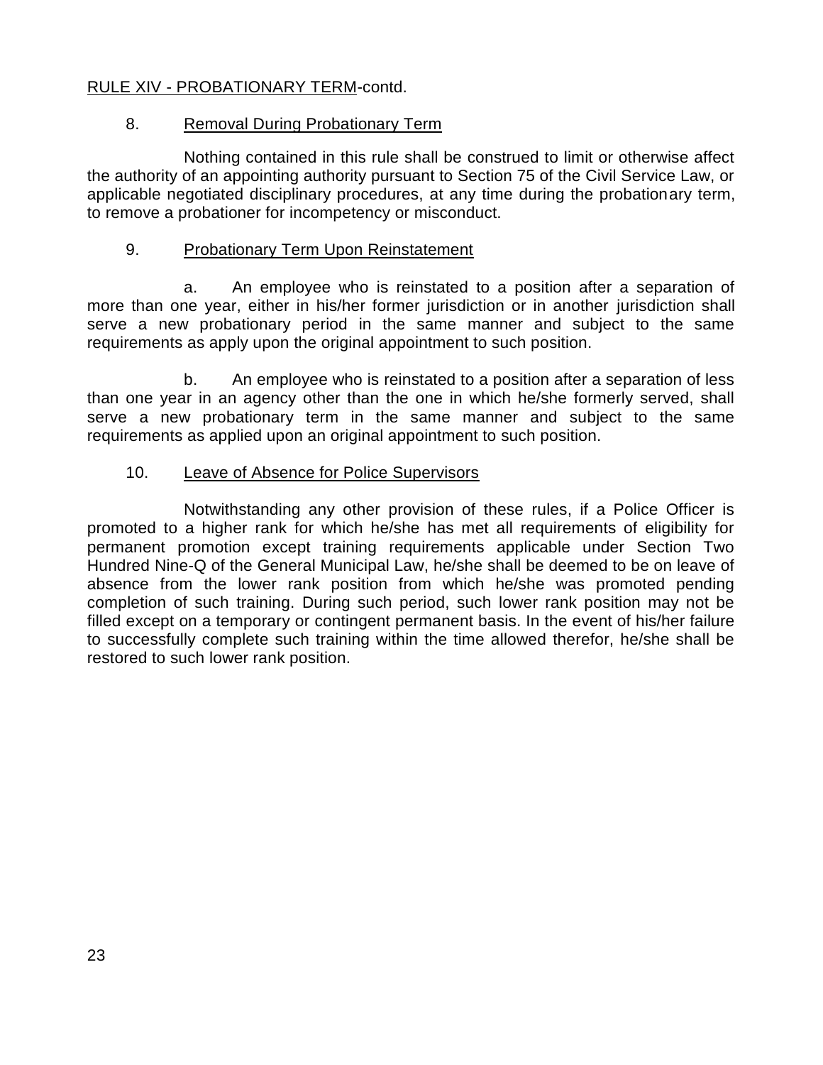RULE XIV - PROBATIONARY TERM-contd.

8. Removal During Probationary Term

Nothing contained in this rule shall be construed to limit or otherwise affect the authority of an appointing authority pursuant to Section 75 of the Civil Service Law, or applicable negotiated disciplinary procedures, at any time during the probationary term, to remove a probationer for incompetency or misconduct.

9. Probationary Term Upon Reinstatement

a. An employee who is reinstated to a position after a separation of more than one year, either in his/her former jurisdiction or in another jurisdiction shall serve a new probationary period in the same manner and subject to the same requirements as apply upon the original appointment to such position.

b. An employee who is reinstated to a position after a separation of less than one year in an agency other than the one in which he/she formerly served, shall serve a new probationary term in the same manner and subject to the same requirements as applied upon an original appointment to such position.

10. Leave of Absence for Police Supervisors

Notwithstanding any other provision of these rules, if a Police Officer is promoted to a higher rank for which he/she has met all requirements of eligibility for permanent promotion except training requirements applicable under Section Two Hundred Nine-Q of the General Municipal Law, he/she shall be deemed to be on leave of absence from the lower rank position from which he/she was promoted pending completion of such training. During such period, such lower rank position may not be filled except on a temporary or contingent permanent basis. In the event of his/her failure to successfully complete such training within the time allowed therefor, he/she shall be restored to such lower rank position.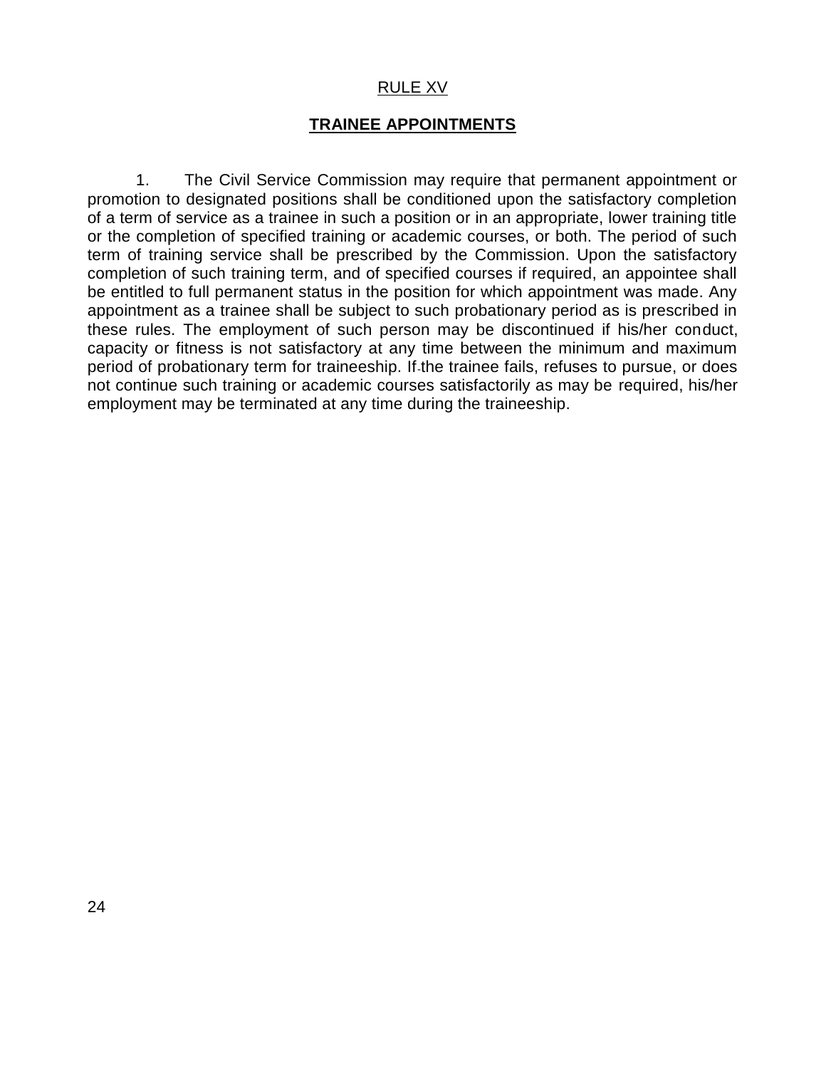## RULE XV

## **TRAINEE APPOINTMENTS**

1. The Civil Service Commission may require that permanent appointment or promotion to designated positions shall be conditioned upon the satisfactory completion of a term of service as a trainee in such a position or in an appropriate, lower training title or the completion of specified training or academic courses, or both. The period of such term of training service shall be prescribed by the Commission. Upon the satisfactory completion of such training term, and of specified courses if required, an appointee shall be entitled to full permanent status in the position for which appointment was made. Any appointment as a trainee shall be subject to such probationary period as is prescribed in these rules. The employment of such person may be discontinued if his/her conduct, capacity or fitness is not satisfactory at any time between the minimum and maximum period of probationary term for traineeship. If the trainee fails, refuses to pursue, or does not continue such training or academic courses satisfactorily as may be required, his/her employment may be terminated at any time during the traineeship.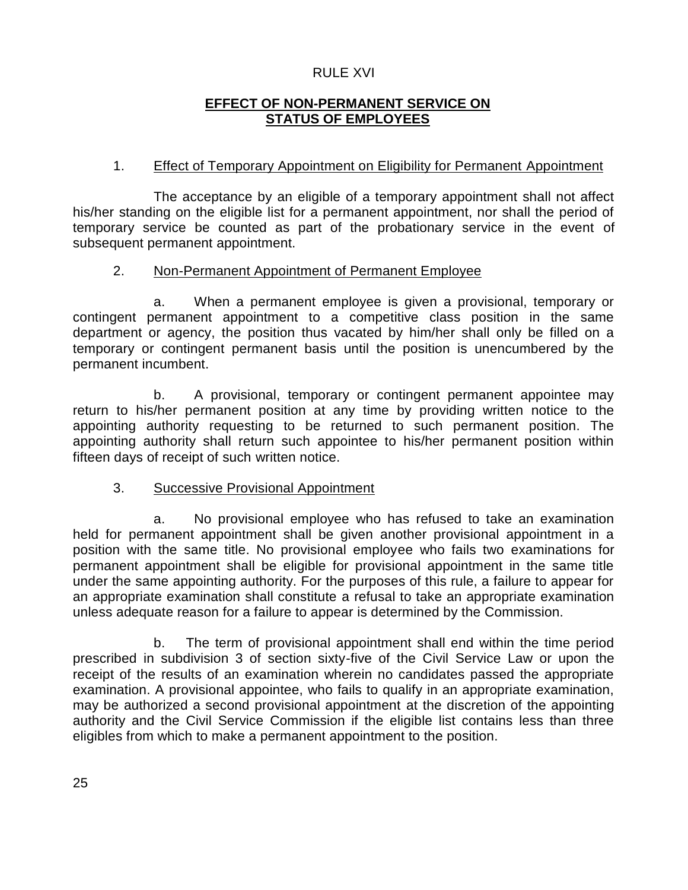# RULE XVI

## EFFECT OF NON-PERMANENT SERVICE ON STATUS OF EMPLOYEES

### 1. Effect of Temporary Appointment on Eligibility for Permanent Appointment

The acceptance by an eligible of a temporary appointment shall not affect his/her standing on the eligible list for a permanent appointment, nor shall the period of temporary service be counted as part of the probationary service in the event of subsequent permanent appointment.

### 2. Non-Permanent Appointment of Permanent Employee

a. When a permanent employee is given a provisional, temporary or contingent permanent appointment to a competitive class position in the same department or agency, the position thus vacated by him/her shall only be filled on a temporary or contingent permanent basis until the position is unencumbered by the permanent incumbent.

b. A provisional, temporary or contingent permanent appointee may return to his/her permanent position at any time by providing written notice to the appointing authority requesting to be returned to such permanent position. The appointing authority shall return such appointee to his/her permanent position within fifteen days of receipt of such written notice.

### 3. Successive Provisional Appointment

a. No provisional employee who has refused to take an examination held for permanent appointment shall be given another provisional appointment in a position with the same title. No provisional employee who fails two examinations for permanent appointment shall be eligible for provisional appointment in the same title under the same appointing authority. For the purposes of this rule, a failure to appear for an appropriate examination shall constitute a refusal to take an appropriate examination unless adequate reason for a failure to appear is determined by the Commission.

b. The term of provisional appointment shall end within the time period prescribed in subdivision 3 of section sixty-five of the Civil Service Law or upon the receipt of the results of an examination wherein no candidates passed the appropriate examination. A provisional appointee, who fails to qualify in an appropriate examination, may be authorized a second provisional appointment at the discretion of the appointing authority and the Civil Service Commission if the eligible list contains less than three eligibles from which to make a permanent appointment to the position.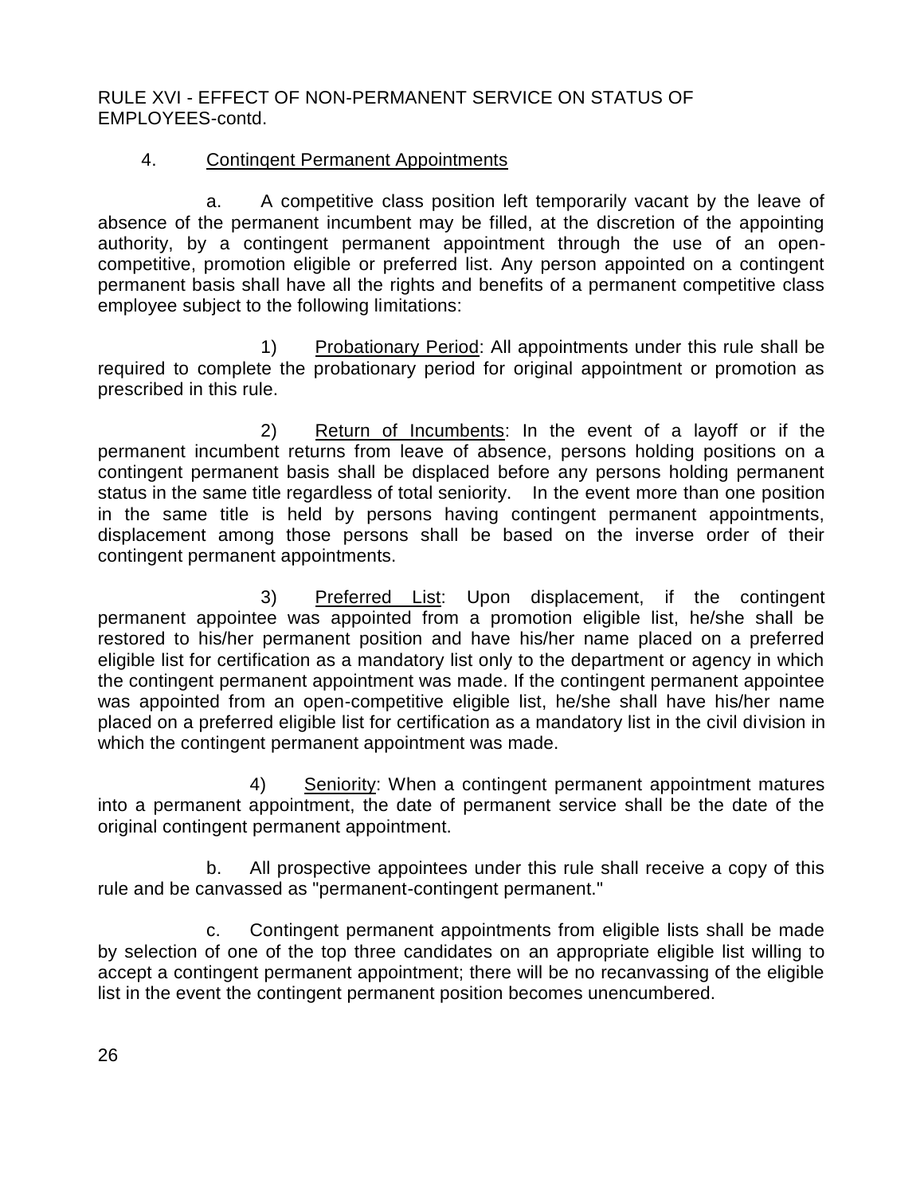RULE XVI - EFFECT OF NON-PERMANENT SERVICE ON STATUS OF EMPLOYEES-contd.

4. Contingent Permanent Appointments

a. A competitive class position left temporarily vacant by the leave of absence of the permanent incumbent may be filled, at the discretion of the appointing authority, by a contingent permanent appointment through the use of an open-competitive, promotion eligible or preferred list. Any person appointed on a contingent permanent basis shall have all the rights and benefits of a permanent competitive class employee subject to the following limitations:

1) Probationary Period: All appointments under this rule shall be required to complete the probationary period for original appointment or promotion as prescribed in this rule.

2) Return of Incumbents: In the event of a layoff or if the permanent incumbent returns from leave of absence, persons holding positions on a contingent permanent basis shall be displaced before any persons holding permanent status in the same title regardless of total seniority. In the event more than one position in the same title is held by persons having contingent permanent appointments, displacement among those persons shall be based on the inverse order of their contingent permanent appointments.

3) Preferred List: Upon displacement, if the contingent permanent appointee was appointed from a promotion eligible list, he/she shall be restored to his/her permanent position and have his/her name placed on a preferred eligible list for certification as a mandatory list only to the department or agency in which the contingent permanent appointment was made. If the contingent permanent appointee was appointed from an open-competitive eligible list, he/she shall have his/her name placed on a preferred eligible list for certification as a mandatory list in the civil division in which the contingent permanent appointment was made.

4) Seniority: When a contingent permanent appointment matures into a permanent appointment, the date of permanent service shall be the date of the original contingent permanent appointment.

b. All prospective appointees under this rule shall receive a copy of this rule and be canvassed as "permanent-contingent permanent."

c. Contingent permanent appointments from eligible lists shall be made by selection of one of the top three candidates on an appropriate eligible list willing to accept a contingent permanent appointment; there will be no recanvassing of the eligible list in the event the contingent permanent position becomes unencumbered.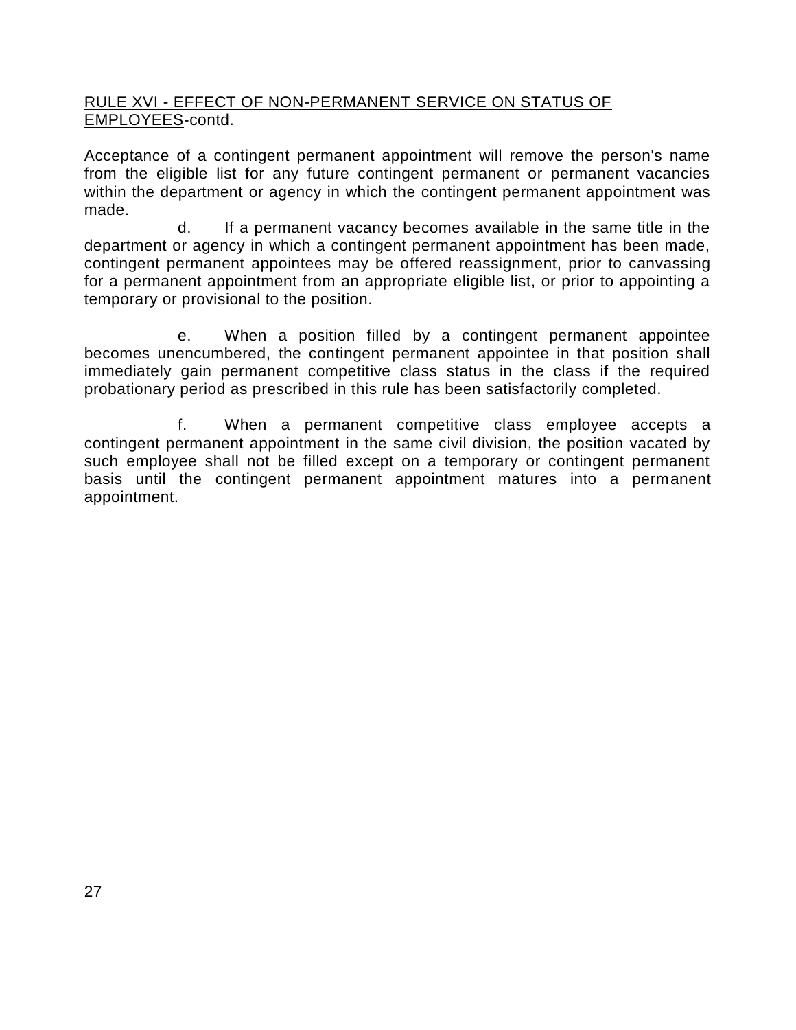RULE XVI - EFFECT OF NON-PERMANENT SERVICE ON STATUS OF EMPLOYEES-contd.

Acceptance of a contingent permanent appointment will remove the person's name from the eligible list for any future contingent permanent or permanent vacancies within the department or agency in which the contingent permanent appointment was made.

d. If a permanent vacancy becomes available in the same title in the department or agency in which a contingent permanent appointment has been made, contingent permanent appointees may be offered reassignment, prior to canvassing for a permanent appointment from an appropriate eligible list, or prior to appointing a temporary or provisional to the position.

e. When a position filled by a contingent permanent appointee becomes unencumbered, the contingent permanent appointee in that position shall immediately gain permanent competitive class status in the class if the required probationary period as prescribed in this rule has been satisfactorily completed.

f. When a permanent competitive class employee accepts a contingent permanent appointment in the same civil division, the position vacated by such employee shall not be filled except on a temporary or contingent permanent basis until the contingent permanent appointment matures into a permanent appointment.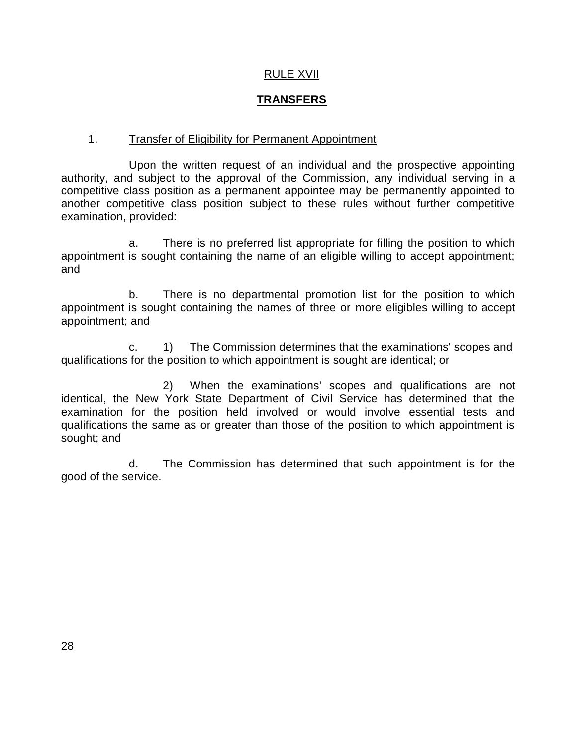## RULE XVII

## **TRANSFERS**

1. Transfer of Eligibility for Permanent Appointment

Upon the written request of an individual and the prospective appointing authority, and subject to the approval of the Commission, any individual serving in a competitive class position as a permanent appointee may be permanently appointed to another competitive class position subject to these rules without further competitive examination, provided:

a. There is no preferred list appropriate for filling the position to which appointment is sought containing the name of an eligible willing to accept appointment; and

b. There is no departmental promotion list for the position to which appointment is sought containing the names of three or more eligibles willing to accept appointment; and

c. 1) The Commission determines that the examinations' scopes and qualifications for the position to which appointment is sought are identical; or

2) When the examinations' scopes and qualifications are not identical, the New York State Department of Civil Service has determined that the examination for the position held involved or would involve essential tests and qualifications the same as or greater than those of the position to which appointment is sought; and

d. The Commission has determined that such appointment is for the good of the service.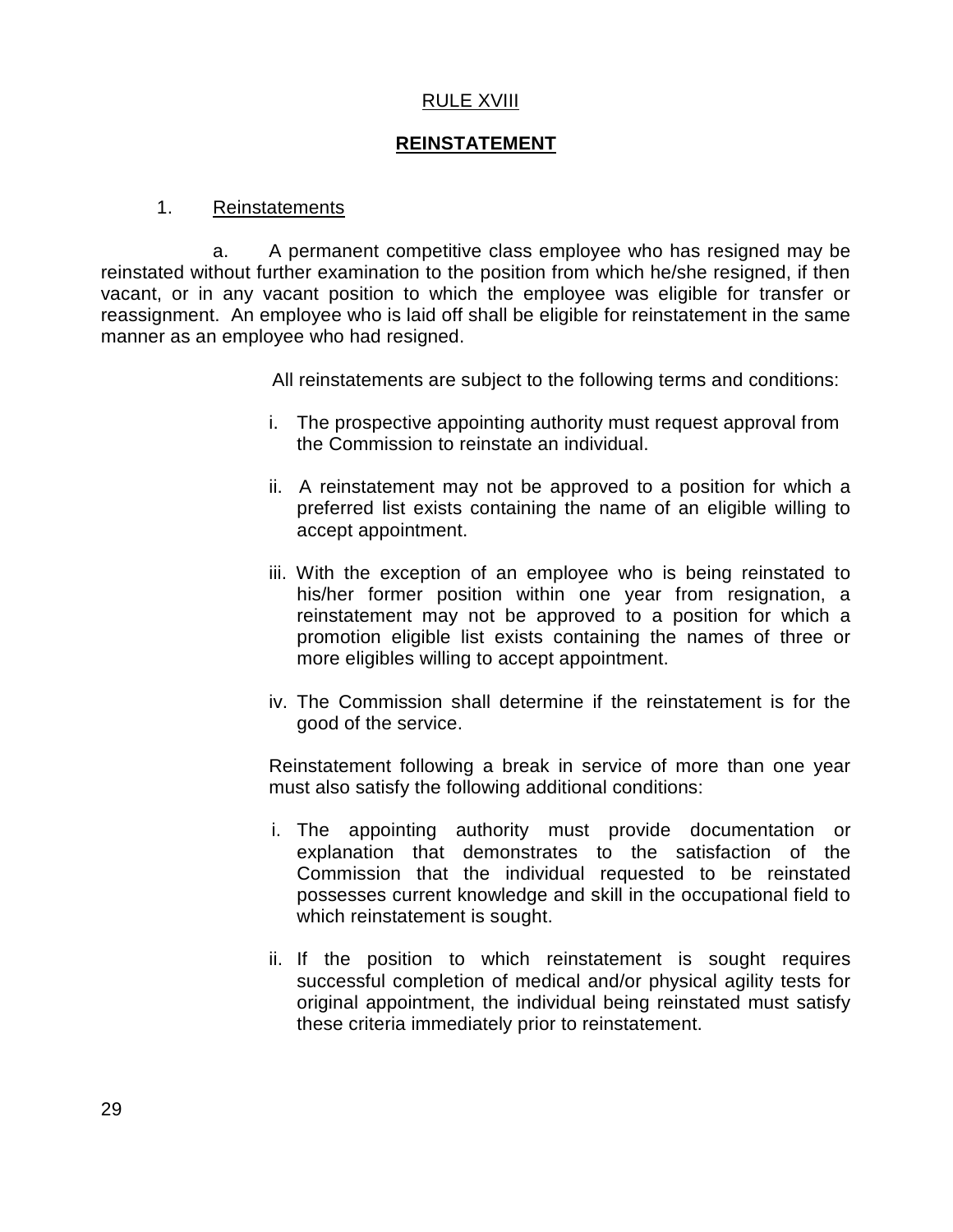# RULE XVIII

## REINSTATEMENT

1. Reinstatements

a. A permanent competitive class employee who has resigned may be reinstated without further examination to the position from which he/she resigned, if then vacant, or in any vacant position to which the employee was eligible for transfer or reassignment. An employee who is laid off shall be eligible for reinstatement in the same manner as an employee who had resigned.

All reinstatements are subject to the following terms and conditions:

i. The prospective appointing authority must request approval from the Commission to reinstate an individual.

ii. A reinstatement may not be approved to a position for which a preferred list exists containing the name of an eligible willing to accept appointment.

iii. With the exception of an employee who is being reinstated to his/her former position within one year from resignation, a reinstatement may not be approved to a position for which a promotion eligible list exists containing the names of three or more eligibles willing to accept appointment.

iv. The Commission shall determine if the reinstatement is for the good of the service.

Reinstatement following a break in service of more than one year must also satisfy the following additional conditions:

i. The appointing authority must provide documentation or explanation that demonstrates to the satisfaction of the Commission that the individual requested to be reinstated possesses current knowledge and skill in the occupational field to which reinstatement is sought.

ii. If the position to which reinstatement is sought requires successful completion of medical and/or physical agility tests for original appointment, the individual being reinstated must satisfy these criteria immediately prior to reinstatement.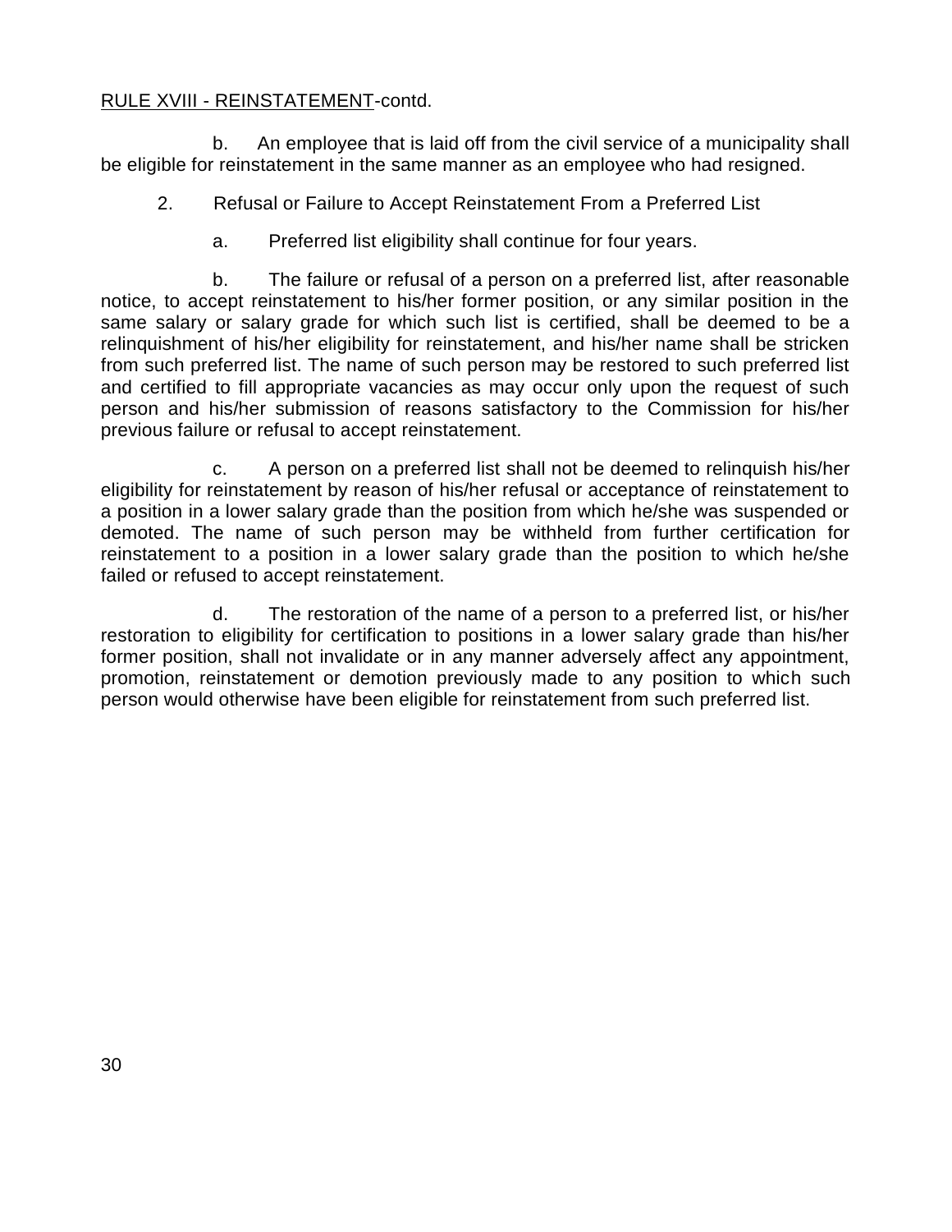RULE XVIII - REINSTATEMENT-contd.

b. An employee that is laid off from the civil service of a municipality shall be eligible for reinstatement in the same manner as an employee who had resigned.

2. Refusal or Failure to Accept Reinstatement From a Preferred List

a. Preferred list eligibility shall continue for four years.

b. The failure or refusal of a person on a preferred list, after reasonable notice, to accept reinstatement to his/her former position, or any similar position in the same salary or salary grade for which such list is certified, shall be deemed to be a relinquishment of his/her eligibility for reinstatement, and his/her name shall be stricken from such preferred list. The name of such person may be restored to such preferred list and certified to fill appropriate vacancies as may occur only upon the request of such person and his/her submission of reasons satisfactory to the Commission for his/her previous failure or refusal to accept reinstatement.

c. A person on a preferred list shall not be deemed to relinquish his/her eligibility for reinstatement by reason of his/her refusal or acceptance of reinstatement to a position in a lower salary grade than the position from which he/she was suspended or demoted. The name of such person may be withheld from further certification for reinstatement to a position in a lower salary grade than the position to which he/she failed or refused to accept reinstatement.

d. The restoration of the name of a person to a preferred list, or his/her restoration to eligibility for certification to positions in a lower salary grade than his/her former position, shall not invalidate or in any manner adversely affect any appointment, promotion, reinstatement or demotion previously made to any position to which such person would otherwise have been eligible for reinstatement from such preferred list.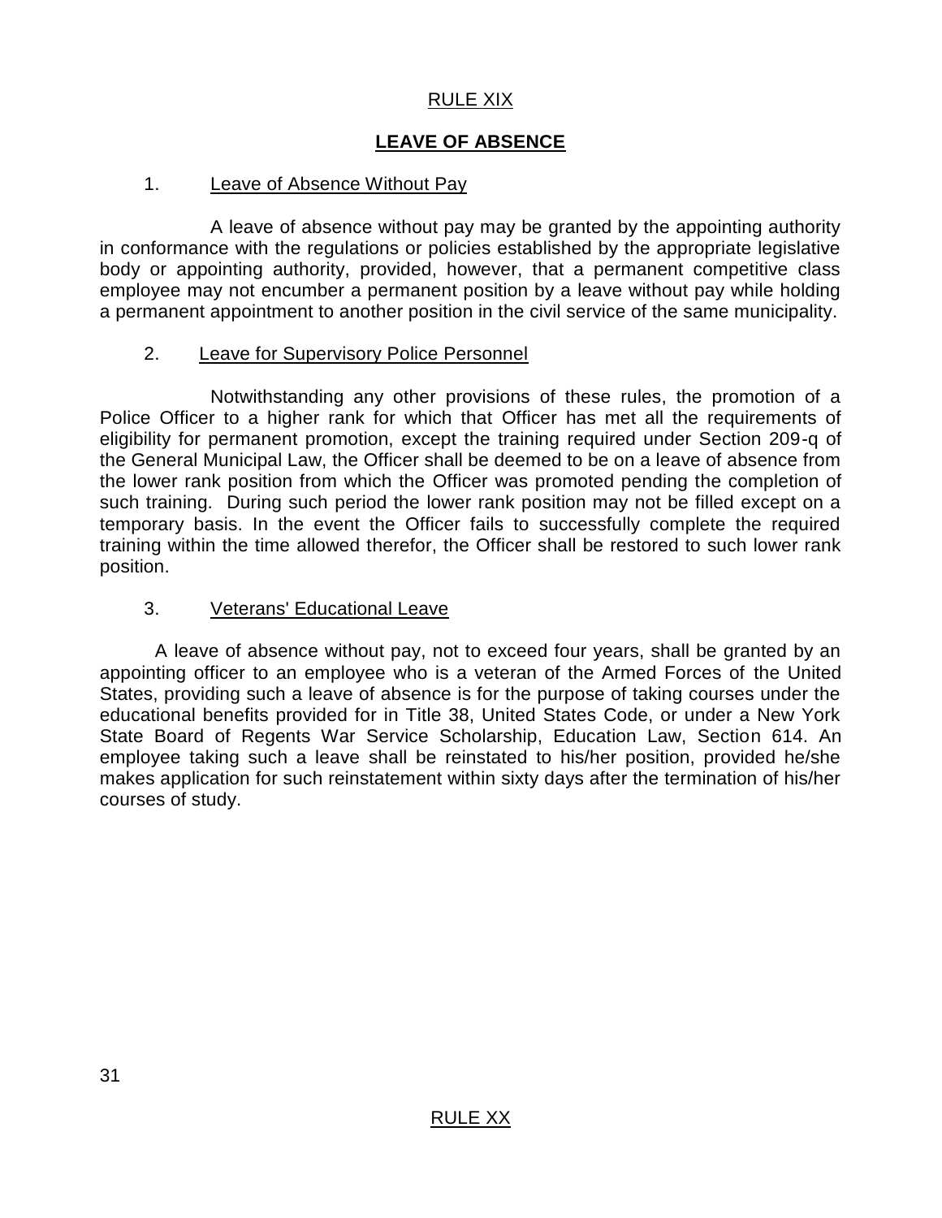## RULE XIX

## LEAVE OF ABSENCE

1. Leave of Absence Without Pay

A leave of absence without pay may be granted by the appointing authority in conformance with the regulations or policies established by the appropriate legislative body or appointing authority, provided, however, that a permanent competitive class employee may not encumber a permanent position by a leave without pay while holding a permanent appointment to another position in the civil service of the same municipality.

2. Leave for Supervisory Police Personnel

Notwithstanding any other provisions of these rules, the promotion of a Police Officer to a higher rank for which that Officer has met all the requirements of eligibility for permanent promotion, except the training required under Section 209-q of the General Municipal Law, the Officer shall be deemed to be on a leave of absence from the lower rank position from which the Officer was promoted pending the completion of such training. During such period the lower rank position may not be filled except on a temporary basis. In the event the Officer fails to successfully complete the required training within the time allowed therefor, the Officer shall be restored to such lower rank position.

3. Veterans' Educational Leave

A leave of absence without pay, not to exceed four years, shall be granted by an appointing officer to an employee who is a veteran of the Armed Forces of the United States, providing such a leave of absence is for the purpose of taking courses under the educational benefits provided for in Title 38, United States Code, or under a New York State Board of Regents War Service Scholarship, Education Law, Section 614. An employee taking such a leave shall be reinstated to his/her position, provided he/she makes application for such reinstatement within sixty days after the termination of his/her courses of study.

## RULE XX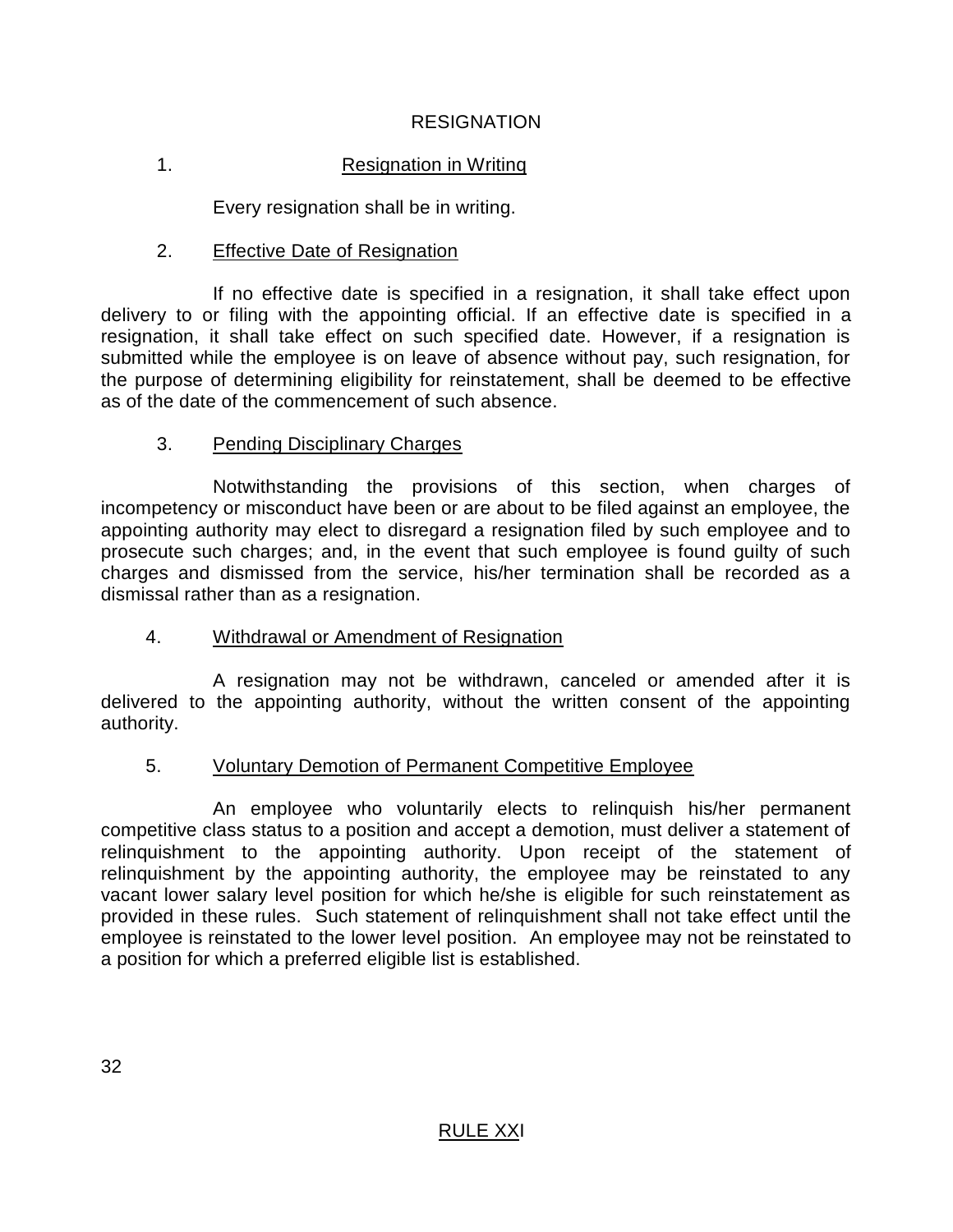# RESIGNATION

## 1. Resignation in Writing

Every resignation shall be in writing.

## 2. Effective Date of Resignation

If no effective date is specified in a resignation, it shall take effect upon delivery to or filing with the appointing official. If an effective date is specified in a resignation, it shall take effect on such specified date. However, if a resignation is submitted while the employee is on leave of absence without pay, such resignation, for the purpose of determining eligibility for reinstatement, shall be deemed to be effective as of the date of the commencement of such absence.

## 3. Pending Disciplinary Charges

Notwithstanding the provisions of this section, when charges of incompetency or misconduct have been or are about to be filed against an employee, the appointing authority may elect to disregard a resignation filed by such employee and to prosecute such charges; and, in the event that such employee is found guilty of such charges and dismissed from the service, his/her termination shall be recorded as a dismissal rather than as a resignation.

## 4. Withdrawal or Amendment of Resignation

A resignation may not be withdrawn, canceled or amended after it is delivered to the appointing authority, without the written consent of the appointing authority.

## 5. Voluntary Demotion of Permanent Competitive Employee

An employee who voluntarily elects to relinquish his/her permanent competitive class status to a position and accept a demotion, must deliver a statement of relinquishment to the appointing authority. Upon receipt of the statement of relinquishment by the appointing authority, the employee may be reinstated to any vacant lower salary level position for which he/she is eligible for such reinstatement as provided in these rules. Such statement of relinquishment shall not take effect until the employee is reinstated to the lower level position. An employee may not be reinstated to a position for which a preferred eligible list is established.

RULE XXI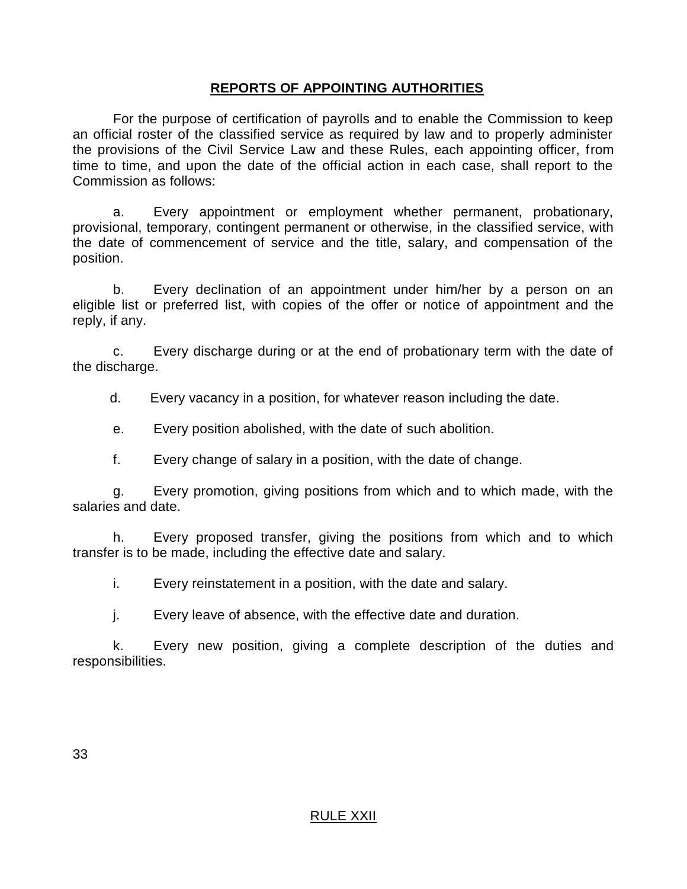## REPORTS OF APPOINTING AUTHORITIES

For the purpose of certification of payrolls and to enable the Commission to keep an official roster of the classified service as required by law and to properly administer the provisions of the Civil Service Law and these Rules, each appointing officer, from time to time, and upon the date of the official action in each case, shall report to the Commission as follows:

a. Every appointment or employment whether permanent, probationary, provisional, temporary, contingent permanent or otherwise, in the classified service, with the date of commencement of service and the title, salary, and compensation of the position.

b. Every declination of an appointment under him/her by a person on an eligible list or preferred list, with copies of the offer or notice of appointment and the reply, if any.

c. Every discharge during or at the end of probationary term with the date of the discharge.

d. Every vacancy in a position, for whatever reason including the date.

e. Every position abolished, with the date of such abolition.

f. Every change of salary in a position, with the date of change.

g. Every promotion, giving positions from which and to which made, with the salaries and date.

h. Every proposed transfer, giving the positions from which and to which transfer is to be made, including the effective date and salary.

i. Every reinstatement in a position, with the date and salary.

j. Every leave of absence, with the effective date and duration.

k. Every new position, giving a complete description of the duties and responsibilities.

RULE XXII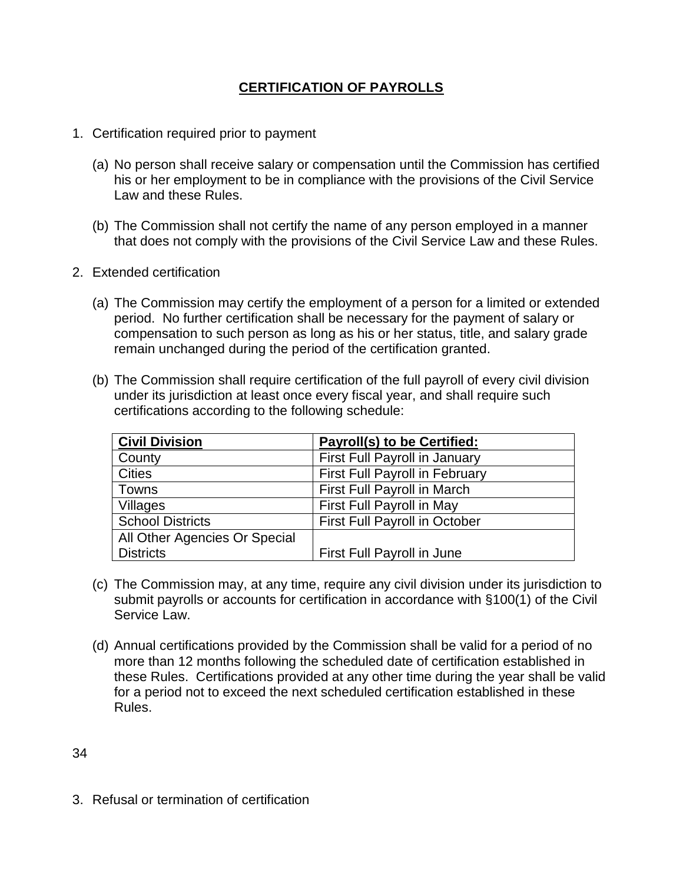## CERTIFICATION OF PAYROLLS

1. Certification required prior to payment

   (a) No person shall receive salary or compensation until the Commission has certified his or her employment to be in compliance with the provisions of the Civil Service Law and these Rules.

   (b) The Commission shall not certify the name of any person employed in a manner that does not comply with the provisions of the Civil Service Law and these Rules.

2. Extended certification

   (a) The Commission may certify the employment of a person for a limited or extended period. No further certification shall be necessary for the payment of salary or compensation to such person as long as his or her status, title, and salary grade remain unchanged during the period of the certification granted.

   (b) The Commission shall require certification of the full payroll of every civil division under its jurisdiction at least once every fiscal year, and shall require such certifications according to the following schedule:

| Civil Division | Payroll(s) to be Certified: |
|---|---|
| County | First Full Payroll in January |
| Cities | First Full Payroll in February |
| Towns | First Full Payroll in March |
| Villages | First Full Payroll in May |
| School Districts | First Full Payroll in October |
| All Other Agencies Or Special Districts | First Full Payroll in June |

   (c) The Commission may, at any time, require any civil division under its jurisdiction to submit payrolls or accounts for certification in accordance with §100(1) of the Civil Service Law.

   (d) Annual certifications provided by the Commission shall be valid for a period of no more than 12 months following the scheduled date of certification established in these Rules. Certifications provided at any other time during the year shall be valid for a period not to exceed the next scheduled certification established in these Rules.

3. Refusal or termination of certification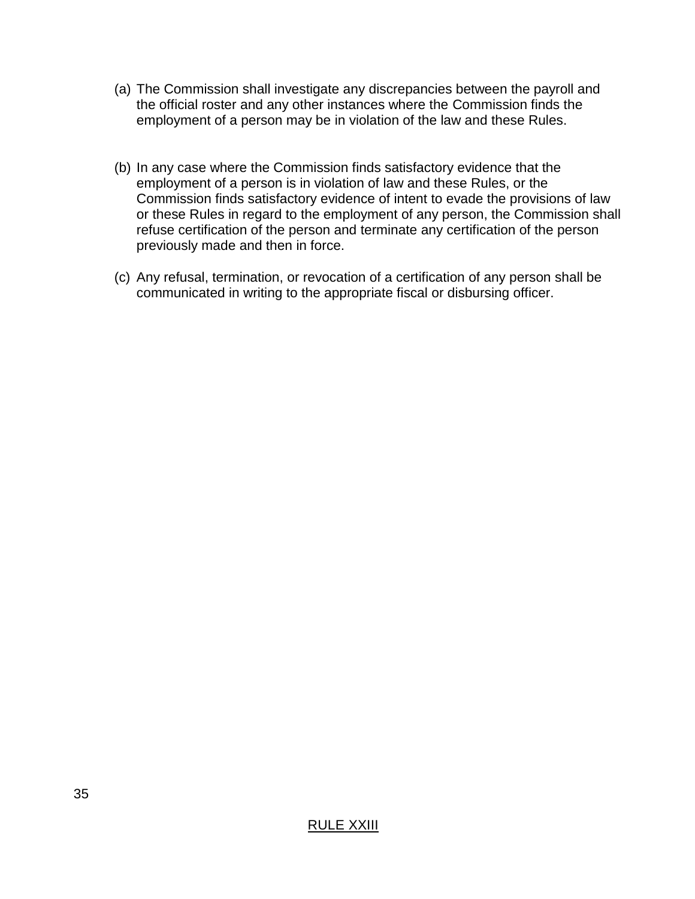(a) The Commission shall investigate any discrepancies between the payroll and the official roster and any other instances where the Commission finds the employment of a person may be in violation of the law and these Rules.

(b) In any case where the Commission finds satisfactory evidence that the employment of a person is in violation of law and these Rules, or the Commission finds satisfactory evidence of intent to evade the provisions of law or these Rules in regard to the employment of any person, the Commission shall refuse certification of the person and terminate any certification of the person previously made and then in force.

(c) Any refusal, termination, or revocation of a certification of any person shall be communicated in writing to the appropriate fiscal or disbursing officer.

## RULE XXIII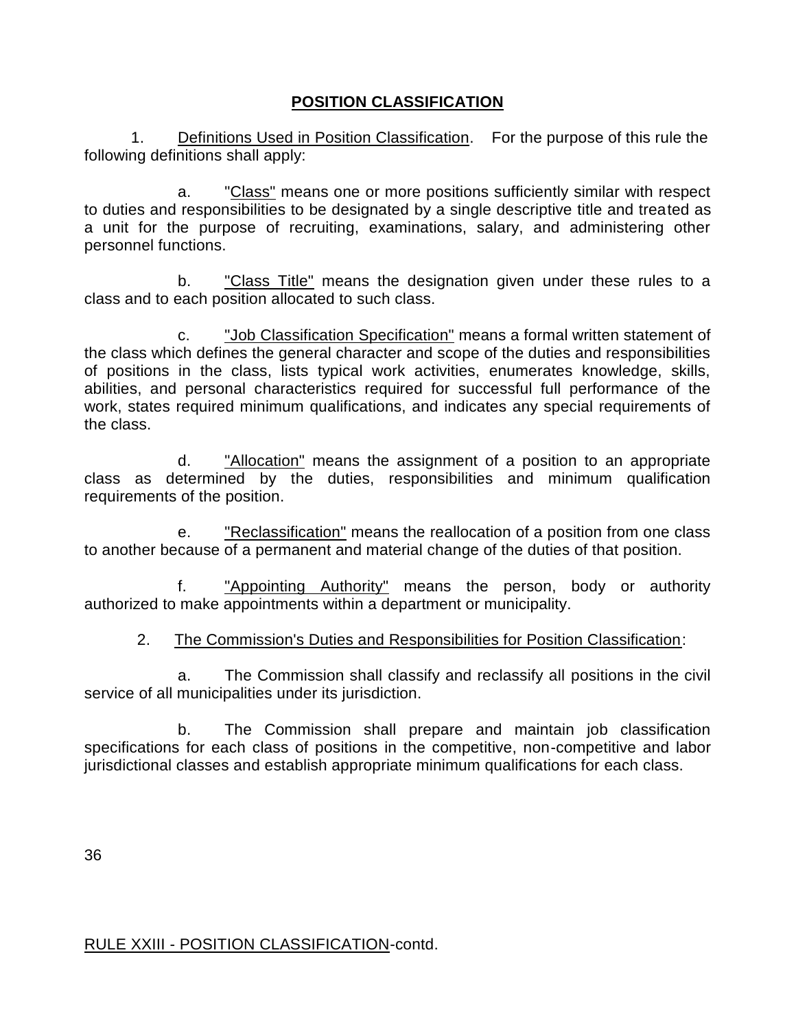## POSITION CLASSIFICATION

1. Definitions Used in Position Classification. For the purpose of this rule the following definitions shall apply:

   a. "Class" means one or more positions sufficiently similar with respect to duties and responsibilities to be designated by a single descriptive title and treated as a unit for the purpose of recruiting, examinations, salary, and administering other personnel functions.

   b. "Class Title" means the designation given under these rules to a class and to each position allocated to such class.

   c. "Job Classification Specification" means a formal written statement of the class which defines the general character and scope of the duties and responsibilities of positions in the class, lists typical work activities, enumerates knowledge, skills, abilities, and personal characteristics required for successful full performance of the work, states required minimum qualifications, and indicates any special requirements of the class.

   d. "Allocation" means the assignment of a position to an appropriate class as determined by the duties, responsibilities and minimum qualification requirements of the position.

   e. "Reclassification" means the reallocation of a position from one class to another because of a permanent and material change of the duties of that position.

   f. "Appointing Authority" means the person, body or authority authorized to make appointments within a department or municipality.

2. The Commission's Duties and Responsibilities for Position Classification:

   a. The Commission shall classify and reclassify all positions in the civil service of all municipalities under its jurisdiction.

   b. The Commission shall prepare and maintain job classification specifications for each class of positions in the competitive, non-competitive and labor jurisdictional classes and establish appropriate minimum qualifications for each class.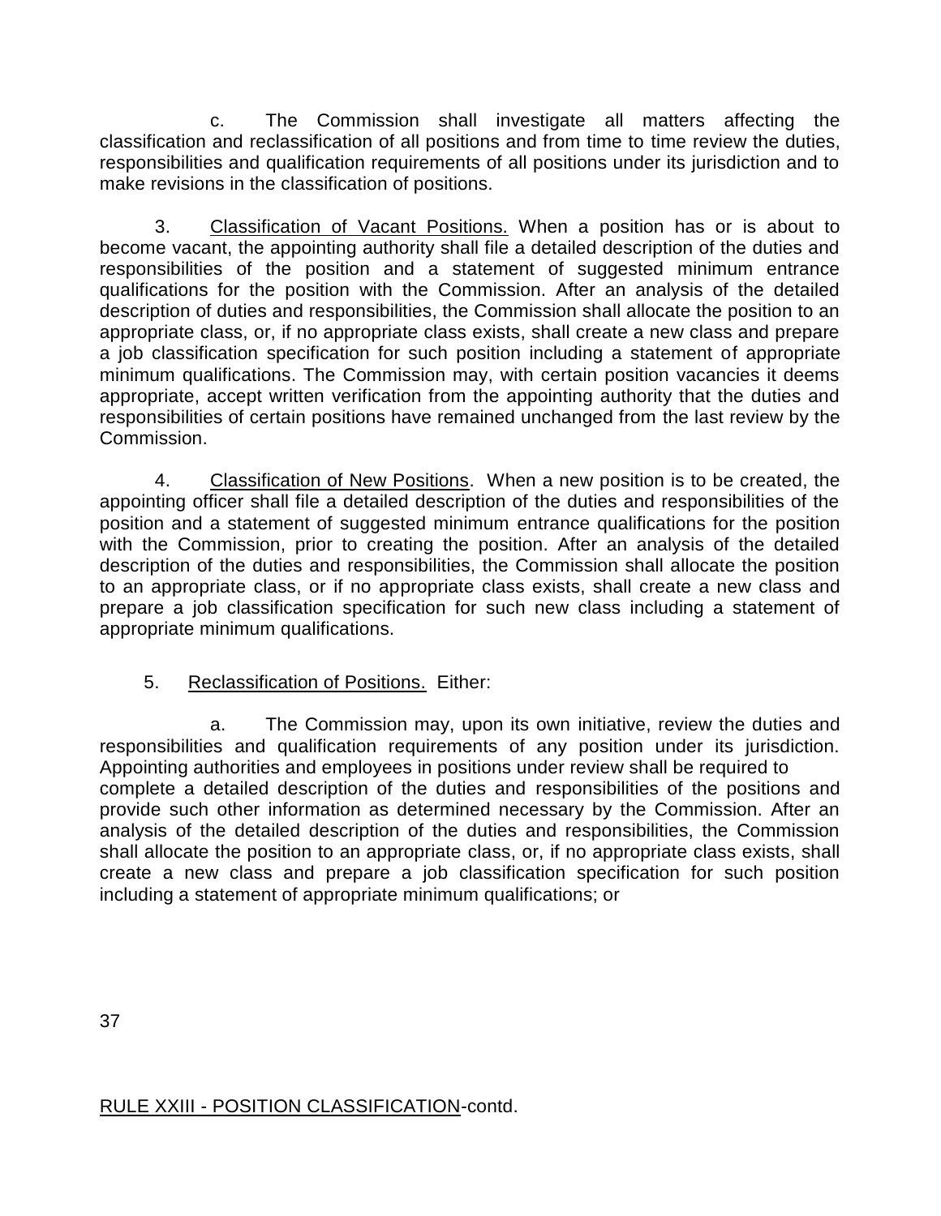c. The Commission shall investigate all matters affecting the classification and reclassification of all positions and from time to time review the duties, responsibilities and qualification requirements of all positions under its jurisdiction and to make revisions in the classification of positions.

3. Classification of Vacant Positions. When a position has or is about to become vacant, the appointing authority shall file a detailed description of the duties and responsibilities of the position and a statement of suggested minimum entrance qualifications for the position with the Commission. After an analysis of the detailed description of duties and responsibilities, the Commission shall allocate the position to an appropriate class, or, if no appropriate class exists, shall create a new class and prepare a job classification specification for such position including a statement of appropriate minimum qualifications. The Commission may, with certain position vacancies it deems appropriate, accept written verification from the appointing authority that the duties and responsibilities of certain positions have remained unchanged from the last review by the Commission.

4. Classification of New Positions. When a new position is to be created, the appointing officer shall file a detailed description of the duties and responsibilities of the position and a statement of suggested minimum entrance qualifications for the position with the Commission, prior to creating the position. After an analysis of the detailed description of the duties and responsibilities, the Commission shall allocate the position to an appropriate class, or if no appropriate class exists, shall create a new class and prepare a job classification specification for such new class including a statement of appropriate minimum qualifications.

5. Reclassification of Positions. Either:

a. The Commission may, upon its own initiative, review the duties and responsibilities and qualification requirements of any position under its jurisdiction. Appointing authorities and employees in positions under review shall be required to complete a detailed description of the duties and responsibilities of the positions and provide such other information as determined necessary by the Commission. After an analysis of the detailed description of the duties and responsibilities, the Commission shall allocate the position to an appropriate class, or, if no appropriate class exists, shall create a new class and prepare a job classification specification for such position including a statement of appropriate minimum qualifications; or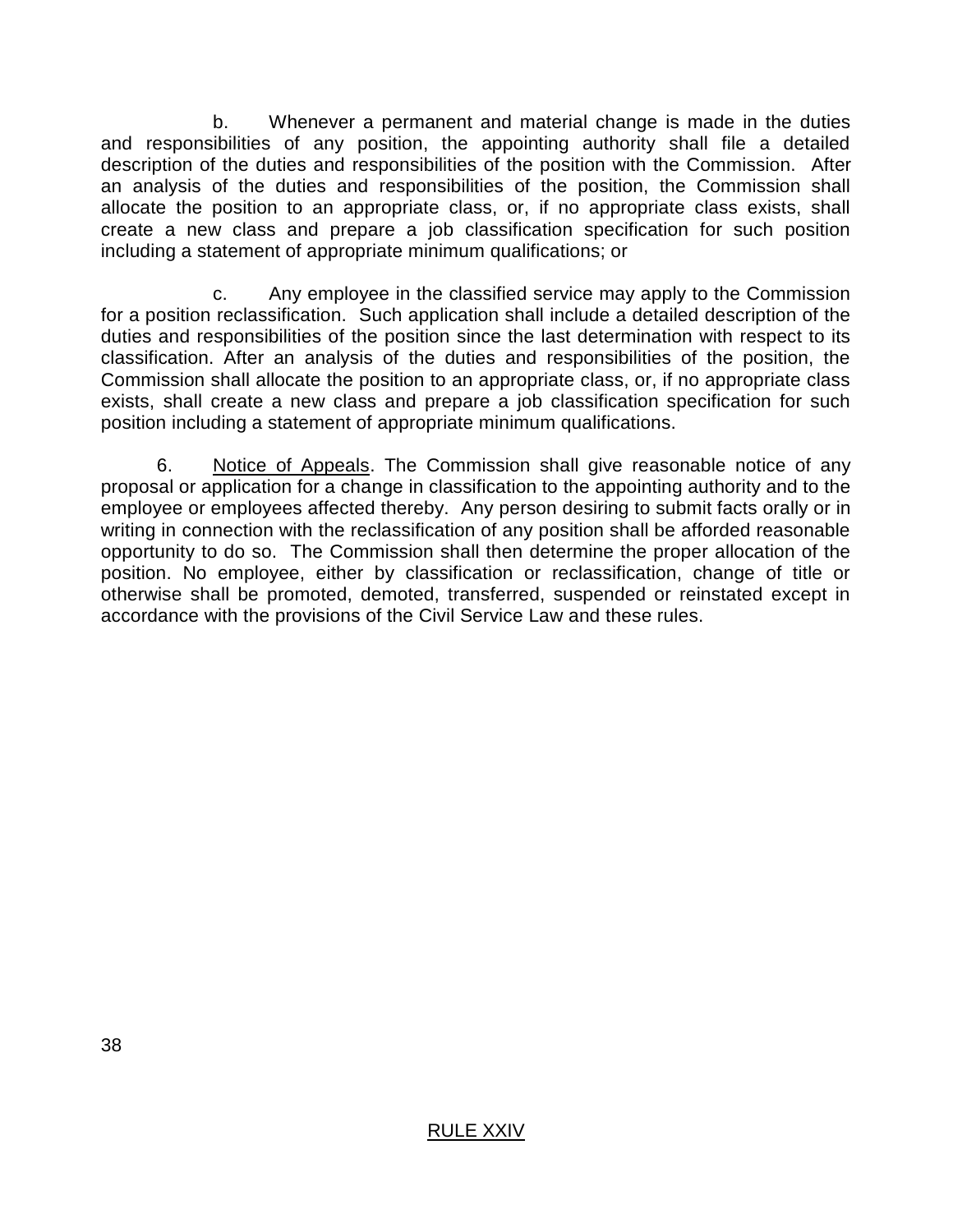b. Whenever a permanent and material change is made in the duties and responsibilities of any position, the appointing authority shall file a detailed description of the duties and responsibilities of the position with the Commission. After an analysis of the duties and responsibilities of the position, the Commission shall allocate the position to an appropriate class, or, if no appropriate class exists, shall create a new class and prepare a job classification specification for such position including a statement of appropriate minimum qualifications; or

c. Any employee in the classified service may apply to the Commission for a position reclassification. Such application shall include a detailed description of the duties and responsibilities of the position since the last determination with respect to its classification. After an analysis of the duties and responsibilities of the position, the Commission shall allocate the position to an appropriate class, or, if no appropriate class exists, shall create a new class and prepare a job classification specification for such position including a statement of appropriate minimum qualifications.

6. Notice of Appeals. The Commission shall give reasonable notice of any proposal or application for a change in classification to the appointing authority and to the employee or employees affected thereby. Any person desiring to submit facts orally or in writing in connection with the reclassification of any position shall be afforded reasonable opportunity to do so. The Commission shall then determine the proper allocation of the position. No employee, either by classification or reclassification, change of title or otherwise shall be promoted, demoted, transferred, suspended or reinstated except in accordance with the provisions of the Civil Service Law and these rules.

## RULE XXIV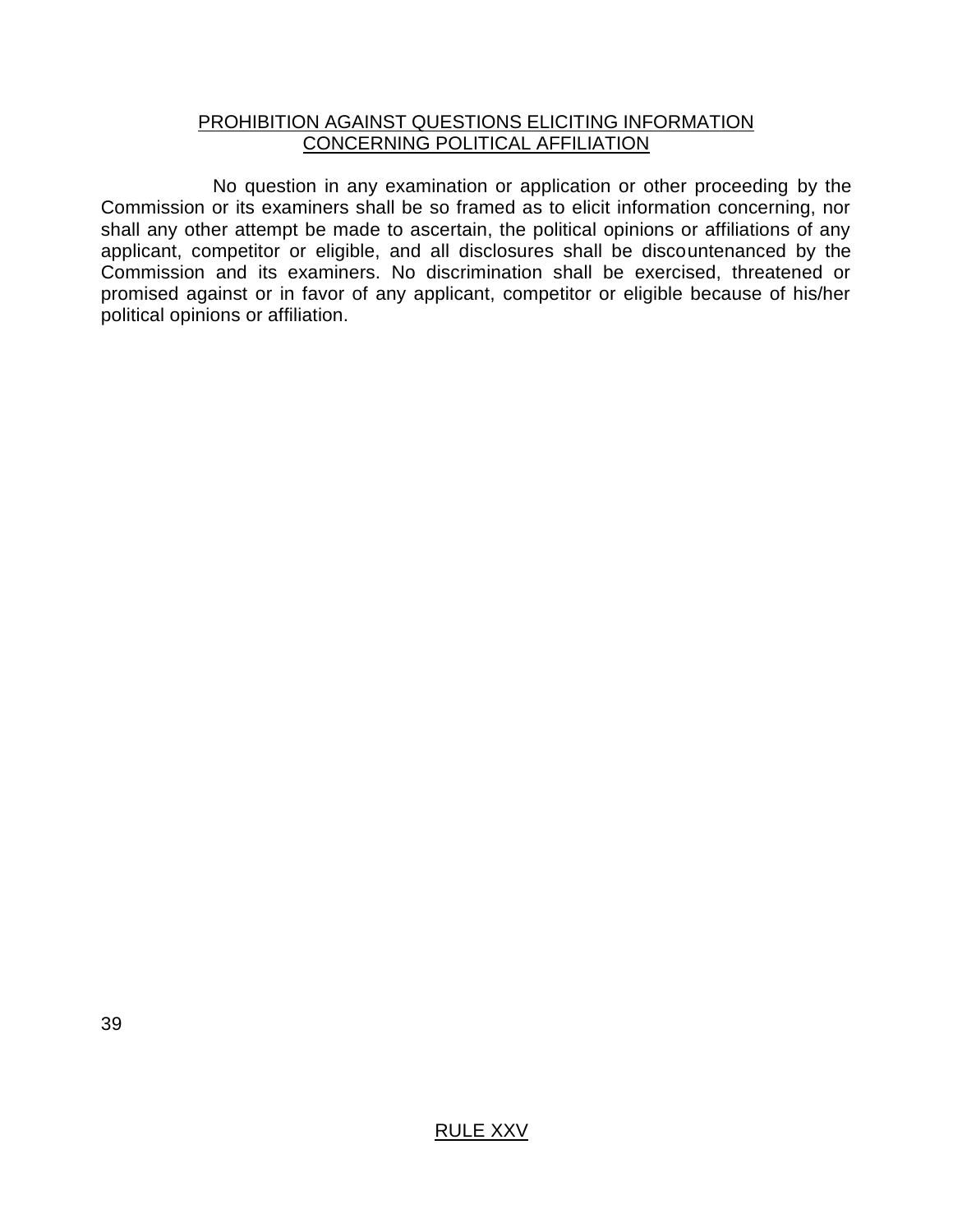## PROHIBITION AGAINST QUESTIONS ELICITING INFORMATION CONCERNING POLITICAL AFFILIATION

No question in any examination or application or other proceeding by the Commission or its examiners shall be so framed as to elicit information concerning, nor shall any other attempt be made to ascertain, the political opinions or affiliations of any applicant, competitor or eligible, and all disclosures shall be discountenanced by the Commission and its examiners. No discrimination shall be exercised, threatened or promised against or in favor of any applicant, competitor or eligible because of his/her political opinions or affiliation.

## RULE XXV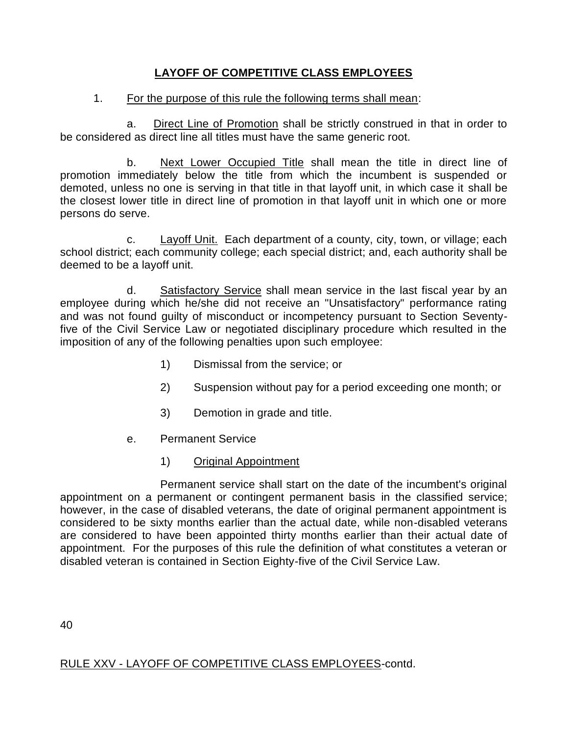## LAYOFF OF COMPETITIVE CLASS EMPLOYEES

1. For the purpose of this rule the following terms shall mean:

   a. Direct Line of Promotion shall be strictly construed in that in order to be considered as direct line all titles must have the same generic root.

   b. Next Lower Occupied Title shall mean the title in direct line of promotion immediately below the title from which the incumbent is suspended or demoted, unless no one is serving in that title in that layoff unit, in which case it shall be the closest lower title in direct line of promotion in that layoff unit in which one or more persons do serve.

   c. Layoff Unit. Each department of a county, city, town, or village; each school district; each community college; each special district; and, each authority shall be deemed to be a layoff unit.

   d. Satisfactory Service shall mean service in the last fiscal year by an employee during which he/she did not receive an "Unsatisfactory" performance rating and was not found guilty of misconduct or incompetency pursuant to Section Seventy-five of the Civil Service Law or negotiated disciplinary procedure which resulted in the imposition of any of the following penalties upon such employee:

      1) Dismissal from the service; or

      2) Suspension without pay for a period exceeding one month; or

      3) Demotion in grade and title.

   e. Permanent Service

      1) Original Appointment

      Permanent service shall start on the date of the incumbent's original appointment on a permanent or contingent permanent basis in the classified service; however, in the case of disabled veterans, the date of original permanent appointment is considered to be sixty months earlier than the actual date, while non-disabled veterans are considered to have been appointed thirty months earlier than their actual date of appointment. For the purposes of this rule the definition of what constitutes a veteran or disabled veteran is contained in Section Eighty-five of the Civil Service Law.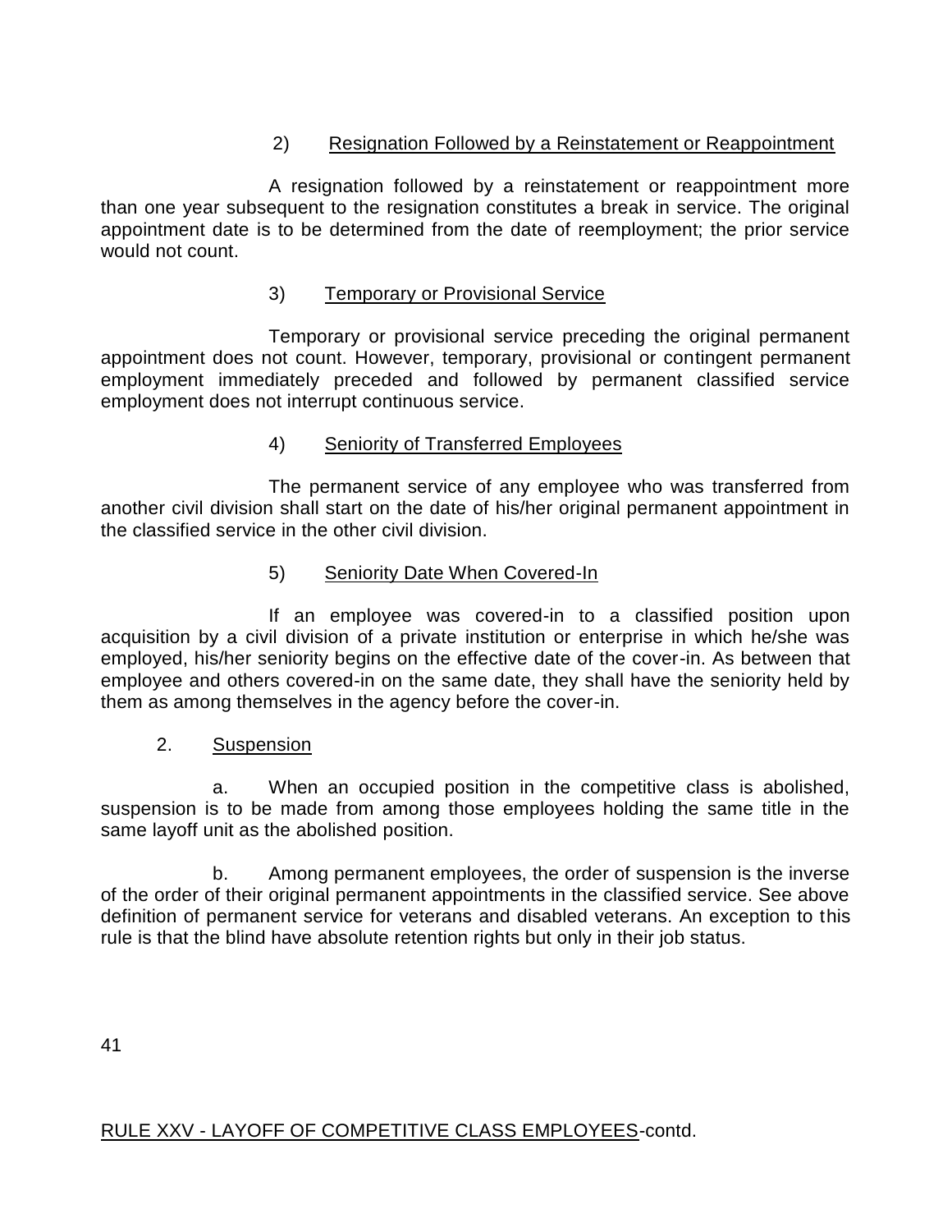2) Resignation Followed by a Reinstatement or Reappointment

A resignation followed by a reinstatement or reappointment more than one year subsequent to the resignation constitutes a break in service. The original appointment date is to be determined from the date of reemployment; the prior service would not count.

3) Temporary or Provisional Service

Temporary or provisional service preceding the original permanent appointment does not count. However, temporary, provisional or contingent permanent employment immediately preceded and followed by permanent classified service employment does not interrupt continuous service.

4) Seniority of Transferred Employees

The permanent service of any employee who was transferred from another civil division shall start on the date of his/her original permanent appointment in the classified service in the other civil division.

5) Seniority Date When Covered-In

If an employee was covered-in to a classified position upon acquisition by a civil division of a private institution or enterprise in which he/she was employed, his/her seniority begins on the effective date of the cover-in. As between that employee and others covered-in on the same date, they shall have the seniority held by them as among themselves in the agency before the cover-in.

2. Suspension

a. When an occupied position in the competitive class is abolished, suspension is to be made from among those employees holding the same title in the same layoff unit as the abolished position.

b. Among permanent employees, the order of suspension is the inverse of the order of their original permanent appointments in the classified service. See above definition of permanent service for veterans and disabled veterans. An exception to this rule is that the blind have absolute retention rights but only in their job status.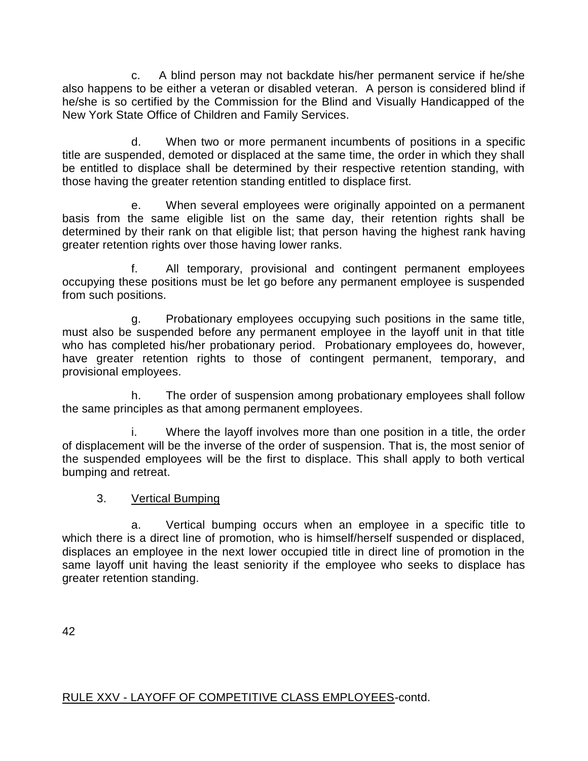c. A blind person may not backdate his/her permanent service if he/she also happens to be either a veteran or disabled veteran. A person is considered blind if he/she is so certified by the Commission for the Blind and Visually Handicapped of the New York State Office of Children and Family Services.

d. When two or more permanent incumbents of positions in a specific title are suspended, demoted or displaced at the same time, the order in which they shall be entitled to displace shall be determined by their respective retention standing, with those having the greater retention standing entitled to displace first.

e. When several employees were originally appointed on a permanent basis from the same eligible list on the same day, their retention rights shall be determined by their rank on that eligible list; that person having the highest rank having greater retention rights over those having lower ranks.

f. All temporary, provisional and contingent permanent employees occupying these positions must be let go before any permanent employee is suspended from such positions.

g. Probationary employees occupying such positions in the same title, must also be suspended before any permanent employee in the layoff unit in that title who has completed his/her probationary period. Probationary employees do, however, have greater retention rights to those of contingent permanent, temporary, and provisional employees.

h. The order of suspension among probationary employees shall follow the same principles as that among permanent employees.

i. Where the layoff involves more than one position in a title, the order of displacement will be the inverse of the order of suspension. That is, the most senior of the suspended employees will be the first to displace. This shall apply to both vertical bumping and retreat.

3. Vertical Bumping

a. Vertical bumping occurs when an employee in a specific title to which there is a direct line of promotion, who is himself/herself suspended or displaced, displaces an employee in the next lower occupied title in direct line of promotion in the same layoff unit having the least seniority if the employee who seeks to displace has greater retention standing.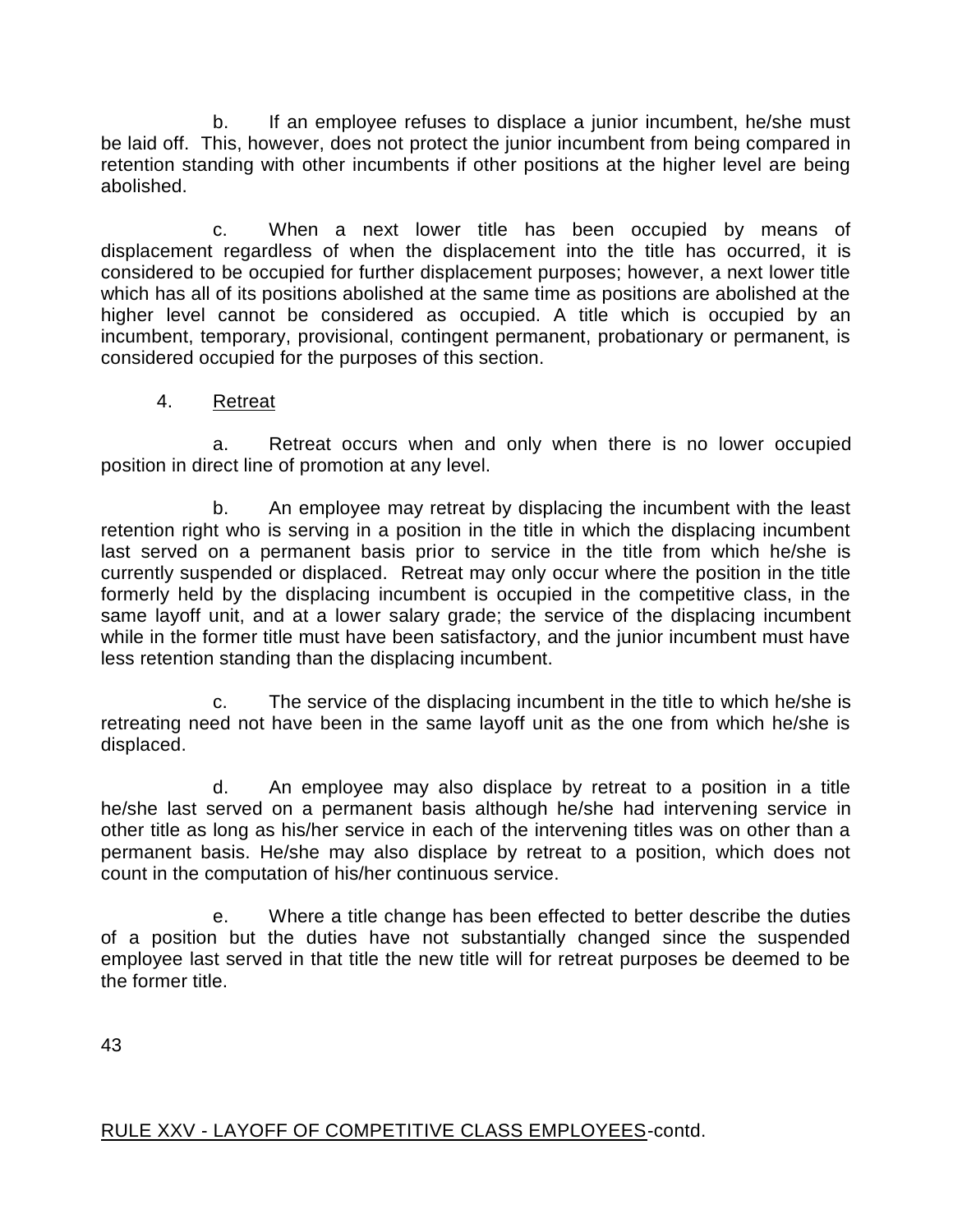b. If an employee refuses to displace a junior incumbent, he/she must be laid off. This, however, does not protect the junior incumbent from being compared in retention standing with other incumbents if other positions at the higher level are being abolished.

c. When a next lower title has been occupied by means of displacement regardless of when the displacement into the title has occurred, it is considered to be occupied for further displacement purposes; however, a next lower title which has all of its positions abolished at the same time as positions are abolished at the higher level cannot be considered as occupied. A title which is occupied by an incumbent, temporary, provisional, contingent permanent, probationary or permanent, is considered occupied for the purposes of this section.

4. Retreat

a. Retreat occurs when and only when there is no lower occupied position in direct line of promotion at any level.

b. An employee may retreat by displacing the incumbent with the least retention right who is serving in a position in the title in which the displacing incumbent last served on a permanent basis prior to service in the title from which he/she is currently suspended or displaced. Retreat may only occur where the position in the title formerly held by the displacing incumbent is occupied in the competitive class, in the same layoff unit, and at a lower salary grade; the service of the displacing incumbent while in the former title must have been satisfactory, and the junior incumbent must have less retention standing than the displacing incumbent.

c. The service of the displacing incumbent in the title to which he/she is retreating need not have been in the same layoff unit as the one from which he/she is displaced.

d. An employee may also displace by retreat to a position in a title he/she last served on a permanent basis although he/she had intervening service in other title as long as his/her service in each of the intervening titles was on other than a permanent basis. He/she may also displace by retreat to a position, which does not count in the computation of his/her continuous service.

e. Where a title change has been effected to better describe the duties of a position but the duties have not substantially changed since the suspended employee last served in that title the new title will for retreat purposes be deemed to be the former title.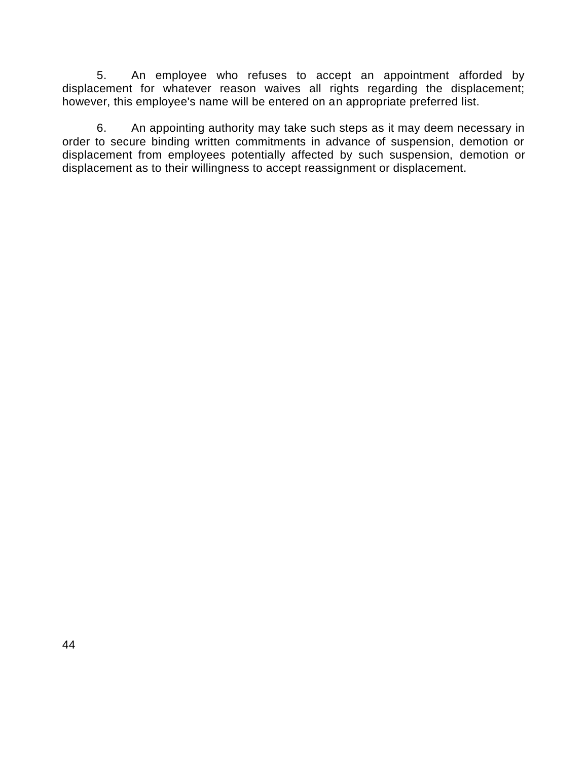5. An employee who refuses to accept an appointment afforded by displacement for whatever reason waives all rights regarding the displacement; however, this employee's name will be entered on an appropriate preferred list.

6. An appointing authority may take such steps as it may deem necessary in order to secure binding written commitments in advance of suspension, demotion or displacement from employees potentially affected by such suspension, demotion or displacement as to their willingness to accept reassignment or displacement.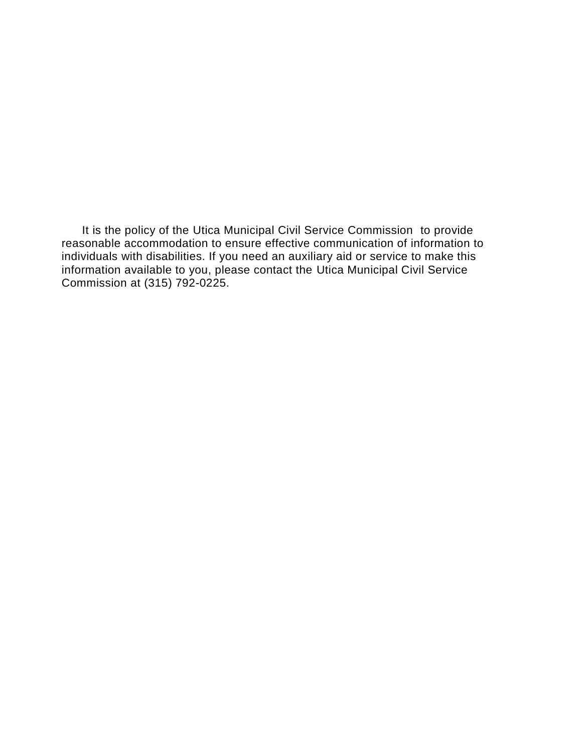It is the policy of the Utica Municipal Civil Service Commission to provide reasonable accommodation to ensure effective communication of information to individuals with disabilities. If you need an auxiliary aid or service to make this information available to you, please contact the Utica Municipal Civil Service Commission at (315) 792-0225.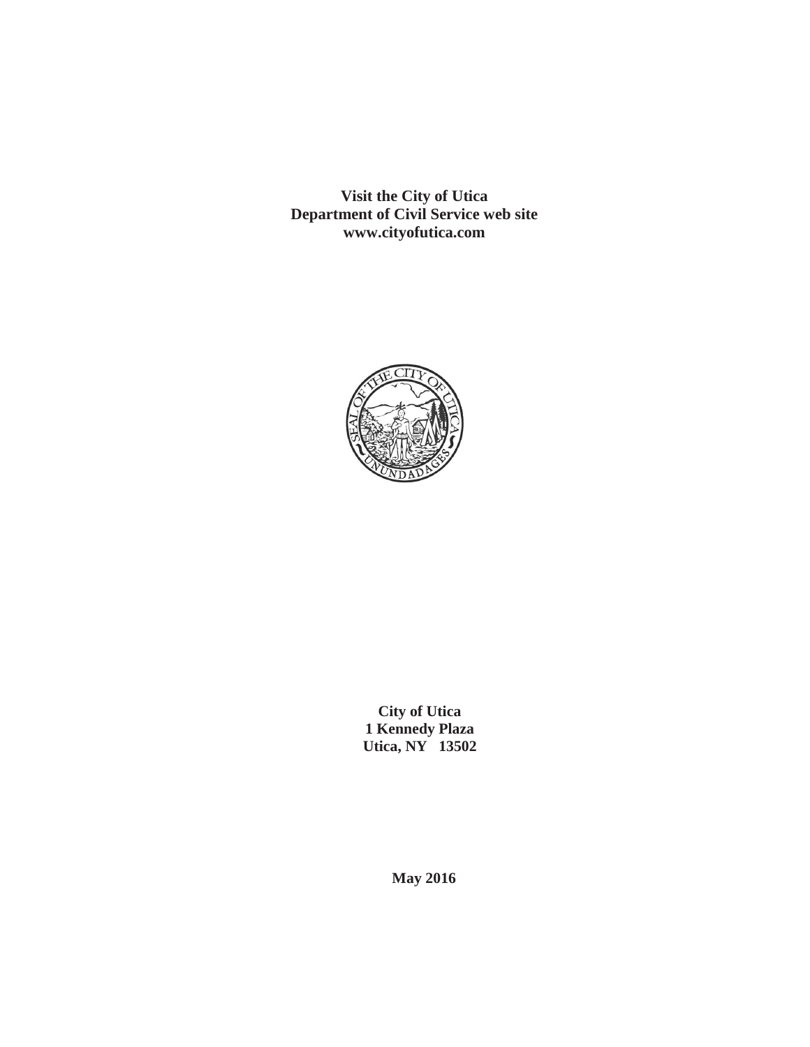**Visit the City of Utica**
**Department of Civil Service web site**
**www.cityofutica.com**

**City of Utica**
**1 Kennedy Plaza**
**Utica, NY 13502**

**May 2016**